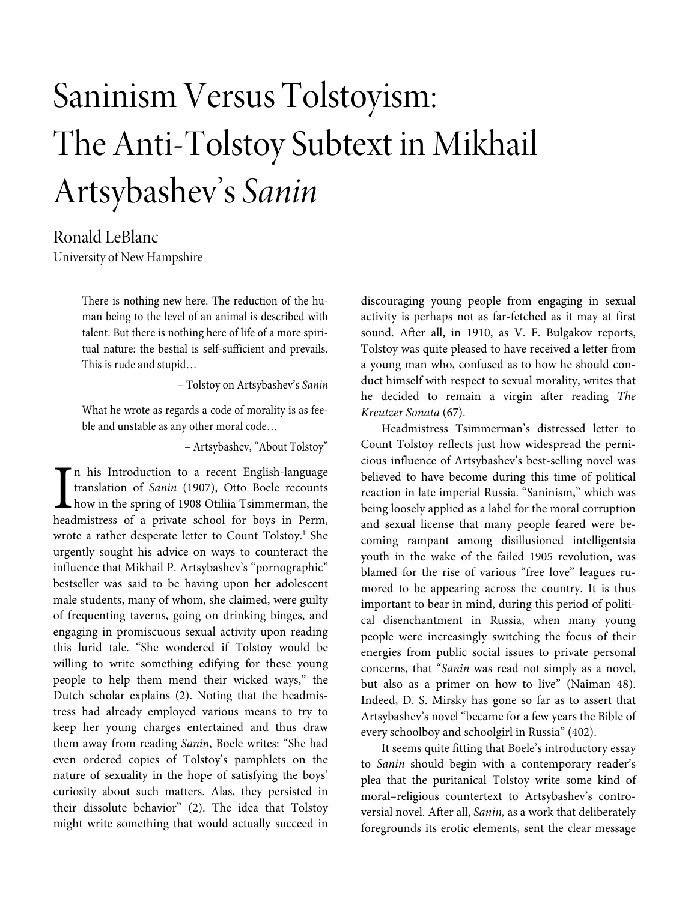# Saninism Versus Tolstoyism: The Anti-Tolstoy Subtext in Mikhail Artsybashev's *Sanin*

Ronald LeBlanc
University of New Hampshire

> There is nothing new here. The reduction of the human being to the level of an animal is described with talent. But there is nothing here of life of a more spiritual nature: the bestial is self-sufficient and prevails. This is rude and stupid…
>
> – Tolstoy on Artsybashev's *Sanin*

> What he wrote as regards a code of morality is as feeble and unstable as any other moral code…
>
> – Artsybashev, "About Tolstoy"

In his Introduction to a recent English-language translation of *Sanin* (1907), Otto Boele recounts how in the spring of 1908 Otiliia Tsimmerman, the headmistress of a private school for boys in Perm, wrote a rather desperate letter to Count Tolstoy.[1] She urgently sought his advice on ways to counteract the influence that Mikhail P. Artsybashev's "pornographic" bestseller was said to be having upon her adolescent male students, many of whom, she claimed, were guilty of frequenting taverns, going on drinking binges, and engaging in promiscuous sexual activity upon reading this lurid tale. "She wondered if Tolstoy would be willing to write something edifying for these young people to help them mend their wicked ways," the Dutch scholar explains (2). Noting that the headmistress had already employed various means to try to keep her young charges entertained and thus draw them away from reading *Sanin*, Boele writes: "She had even ordered copies of Tolstoy's pamphlets on the nature of sexuality in the hope of satisfying the boys' curiosity about such matters. Alas, they persisted in their dissolute behavior" (2). The idea that Tolstoy might write something that would actually succeed in discouraging young people from engaging in sexual activity is perhaps not as far-fetched as it may at first sound. After all, in 1910, as V. F. Bulgakov reports, Tolstoy was quite pleased to have received a letter from a young man who, confused as to how he should conduct himself with respect to sexual morality, writes that he decided to remain a virgin after reading *The Kreutzer Sonata* (67).

Headmistress Tsimmerman's distressed letter to Count Tolstoy reflects just how widespread the pernicious influence of Artsybashev's best-selling novel was believed to have become during this time of political reaction in late imperial Russia. "Saninism," which was being loosely applied as a label for the moral corruption and sexual license that many people feared were becoming rampant among disillusioned intelligentsia youth in the wake of the failed 1905 revolution, was blamed for the rise of various "free love" leagues rumored to be appearing across the country. It is thus important to bear in mind, during this period of political disenchantment in Russia, when many young people were increasingly switching the focus of their energies from public social issues to private personal concerns, that "*Sanin* was read not simply as a novel, but also as a primer on how to live" (Naiman 48). Indeed, D. S. Mirsky has gone so far as to assert that Artsybashev's novel "became for a few years the Bible of every schoolboy and schoolgirl in Russia" (402).

It seems quite fitting that Boele's introductory essay to *Sanin* should begin with a contemporary reader's plea that the puritanical Tolstoy write some kind of moral–religious countertext to Artsybashev's controversial novel. After all, *Sanin,* as a work that deliberately foregrounds its erotic elements, sent the clear message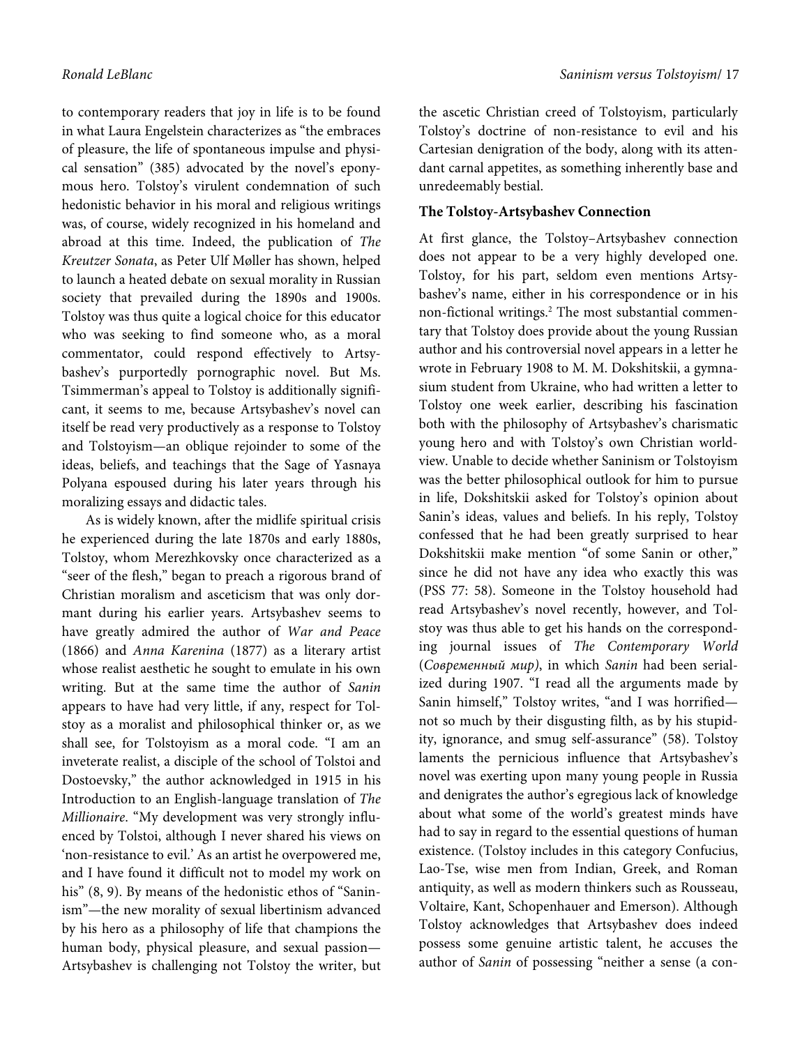to contemporary readers that joy in life is to be found in what Laura Engelstein characterizes as "the embraces of pleasure, the life of spontaneous impulse and physical sensation" (385) advocated by the novel's eponymous hero. Tolstoy's virulent condemnation of such hedonistic behavior in his moral and religious writings was, of course, widely recognized in his homeland and abroad at this time. Indeed, the publication of *The Kreutzer Sonata*, as Peter Ulf Møller has shown, helped to launch a heated debate on sexual morality in Russian society that prevailed during the 1890s and 1900s. Tolstoy was thus quite a logical choice for this educator who was seeking to find someone who, as a moral commentator, could respond effectively to Artsybashev's purportedly pornographic novel. But Ms. Tsimmerman's appeal to Tolstoy is additionally significant, it seems to me, because Artsybashev's novel can itself be read very productively as a response to Tolstoy and Tolstoyism—an oblique rejoinder to some of the ideas, beliefs, and teachings that the Sage of Yasnaya Polyana espoused during his later years through his moralizing essays and didactic tales.

As is widely known, after the midlife spiritual crisis he experienced during the late 1870s and early 1880s, Tolstoy, whom Merezhkovsky once characterized as a "seer of the flesh," began to preach a rigorous brand of Christian moralism and asceticism that was only dormant during his earlier years. Artsybashev seems to have greatly admired the author of *War and Peace* (1866) and *Anna Karenina* (1877) as a literary artist whose realist aesthetic he sought to emulate in his own writing. But at the same time the author of *Sanin* appears to have had very little, if any, respect for Tolstoy as a moralist and philosophical thinker or, as we shall see, for Tolstoyism as a moral code. "I am an inveterate realist, a disciple of the school of Tolstoi and Dostoevsky," the author acknowledged in 1915 in his Introduction to an English-language translation of *The Millionaire*. "My development was very strongly influenced by Tolstoi, although I never shared his views on 'non-resistance to evil.' As an artist he overpowered me, and I have found it difficult not to model my work on his" (8, 9). By means of the hedonistic ethos of "Saninism"—the new morality of sexual libertinism advanced by his hero as a philosophy of life that champions the human body, physical pleasure, and sexual passion—Artsybashev is challenging not Tolstoy the writer, but the ascetic Christian creed of Tolstoyism, particularly Tolstoy's doctrine of non-resistance to evil and his Cartesian denigration of the body, along with its attendant carnal appetites, as something inherently base and unredeemably bestial.

## The Tolstoy-Artsybashev Connection

At first glance, the Tolstoy–Artsybashev connection does not appear to be a very highly developed one. Tolstoy, for his part, seldom even mentions Artsybashev's name, either in his correspondence or in his non-fictional writings.[2] The most substantial commentary that Tolstoy does provide about the young Russian author and his controversial novel appears in a letter he wrote in February 1908 to M. M. Dokshitskii, a gymnasium student from Ukraine, who had written a letter to Tolstoy one week earlier, describing his fascination both with the philosophy of Artsybashev's charismatic young hero and with Tolstoy's own Christian worldview. Unable to decide whether Saninism or Tolstoyism was the better philosophical outlook for him to pursue in life, Dokshitskii asked for Tolstoy's opinion about Sanin's ideas, values and beliefs. In his reply, Tolstoy confessed that he had been greatly surprised to hear Dokshitskii make mention "of some Sanin or other," since he did not have any idea who exactly this was (PSS 77: 58). Someone in the Tolstoy household had read Artsybashev's novel recently, however, and Tolstoy was thus able to get his hands on the corresponding journal issues of *The Contemporary World* (*Современный мир*), in which *Sanin* had been serialized during 1907. "I read all the arguments made by Sanin himself," Tolstoy writes, "and I was horrified—not so much by their disgusting filth, as by his stupidity, ignorance, and smug self-assurance" (58). Tolstoy laments the pernicious influence that Artsybashev's novel was exerting upon many young people in Russia and denigrates the author's egregious lack of knowledge about what some of the world's greatest minds have had to say in regard to the essential questions of human existence. (Tolstoy includes in this category Confucius, Lao-Tse, wise men from Indian, Greek, and Roman antiquity, as well as modern thinkers such as Rousseau, Voltaire, Kant, Schopenhauer and Emerson). Although Tolstoy acknowledges that Artsybashev does indeed possess some genuine artistic talent, he accuses the author of *Sanin* of possessing "neither a sense (a con-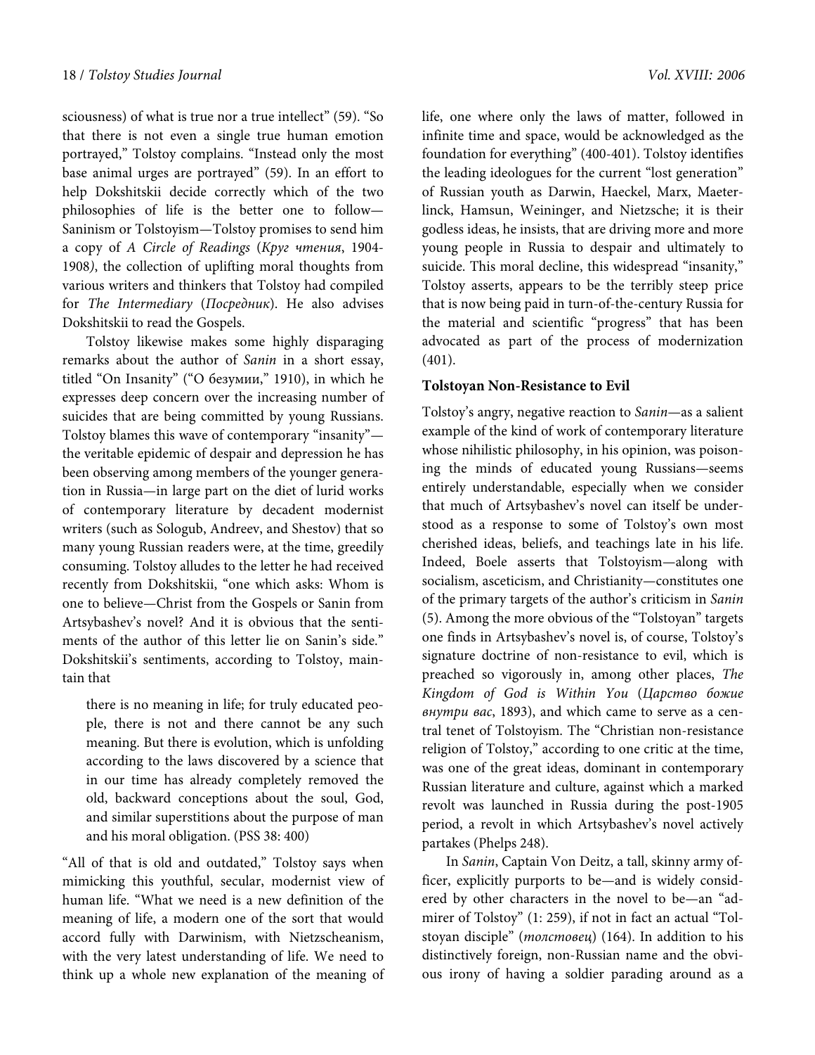sciousness) of what is true nor a true intellect" (59). "So that there is not even a single true human emotion portrayed," Tolstoy complains. "Instead only the most base animal urges are portrayed" (59). In an effort to help Dokshitskii decide correctly which of the two philosophies of life is the better one to follow—Saninism or Tolstoyism—Tolstoy promises to send him a copy of *A Circle of Readings* (*Круг чтения*, 1904-1908), the collection of uplifting moral thoughts from various writers and thinkers that Tolstoy had compiled for *The Intermediary* (*Посредник*). He also advises Dokshitskii to read the Gospels.

Tolstoy likewise makes some highly disparaging remarks about the author of *Sanin* in a short essay, titled "On Insanity" ("О безумии," 1910), in which he expresses deep concern over the increasing number of suicides that are being committed by young Russians. Tolstoy blames this wave of contemporary "insanity"—the veritable epidemic of despair and depression he has been observing among members of the younger generation in Russia—in large part on the diet of lurid works of contemporary literature by decadent modernist writers (such as Sologub, Andreev, and Shestov) that so many young Russian readers were, at the time, greedily consuming. Tolstoy alludes to the letter he had received recently from Dokshitskii, "one which asks: Whom is one to believe—Christ from the Gospels or Sanin from Artsybashev's novel? And it is obvious that the sentiments of the author of this letter lie on Sanin's side." Dokshitskii's sentiments, according to Tolstoy, maintain that

> there is no meaning in life; for truly educated people, there is not and there cannot be any such meaning. But there is evolution, which is unfolding according to the laws discovered by a science that in our time has already completely removed the old, backward conceptions about the soul, God, and similar superstitions about the purpose of man and his moral obligation. (PSS 38: 400)

"All of that is old and outdated," Tolstoy says when mimicking this youthful, secular, modernist view of human life. "What we need is a new definition of the meaning of life, a modern one of the sort that would accord fully with Darwinism, with Nietzscheanism, with the very latest understanding of life. We need to think up a whole new explanation of the meaning of life, one where only the laws of matter, followed in infinite time and space, would be acknowledged as the foundation for everything" (400-401). Tolstoy identifies the leading ideologues for the current "lost generation" of Russian youth as Darwin, Haeckel, Marx, Maeterlinck, Hamsun, Weininger, and Nietzsche; it is their godless ideas, he insists, that are driving more and more young people in Russia to despair and ultimately to suicide. This moral decline, this widespread "insanity," Tolstoy asserts, appears to be the terribly steep price that is now being paid in turn-of-the-century Russia for the material and scientific "progress" that has been advocated as part of the process of modernization (401).

### Tolstoyan Non-Resistance to Evil

Tolstoy's angry, negative reaction to *Sanin*—as a salient example of the kind of work of contemporary literature whose nihilistic philosophy, in his opinion, was poisoning the minds of educated young Russians—seems entirely understandable, especially when we consider that much of Artsybashev's novel can itself be understood as a response to some of Tolstoy's own most cherished ideas, beliefs, and teachings late in his life. Indeed, Boele asserts that Tolstoyism—along with socialism, asceticism, and Christianity—constitutes one of the primary targets of the author's criticism in *Sanin* (5). Among the more obvious of the "Tolstoyan" targets one finds in Artsybashev's novel is, of course, Tolstoy's signature doctrine of non-resistance to evil, which is preached so vigorously in, among other places, *The Kingdom of God is Within You* (*Царство божие внутри вас*, 1893), and which came to serve as a central tenet of Tolstoyism. The "Christian non-resistance religion of Tolstoy," according to one critic at the time, was one of the great ideas, dominant in contemporary Russian literature and culture, against which a marked revolt was launched in Russia during the post-1905 period, a revolt in which Artsybashev's novel actively partakes (Phelps 248).

In *Sanin*, Captain Von Deitz, a tall, skinny army officer, explicitly purports to be—and is widely considered by other characters in the novel to be—an "admirer of Tolstoy" (1: 259), if not in fact an actual "Tolstoyan disciple" (*толстовец*) (164). In addition to his distinctively foreign, non-Russian name and the obvious irony of having a soldier parading around as a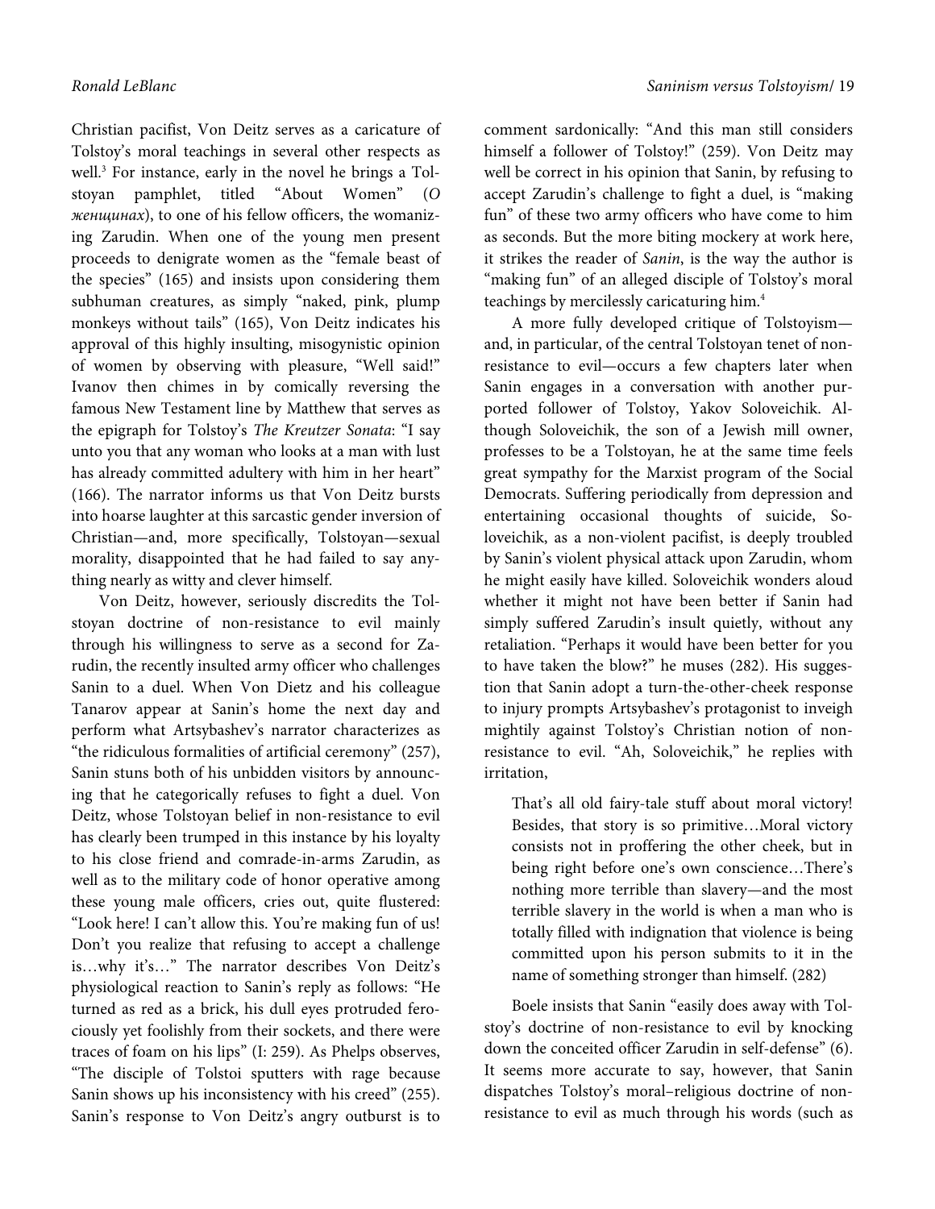Christian pacifist, Von Deitz serves as a caricature of Tolstoy's moral teachings in several other respects as well.[3] For instance, early in the novel he brings a Tolstoyan pamphlet, titled "About Women" (*О женщинах*), to one of his fellow officers, the womanizing Zarudin. When one of the young men present proceeds to denigrate women as the "female beast of the species" (165) and insists upon considering them subhuman creatures, as simply "naked, pink, plump monkeys without tails" (165), Von Deitz indicates his approval of this highly insulting, misogynistic opinion of women by observing with pleasure, "Well said!" Ivanov then chimes in by comically reversing the famous New Testament line by Matthew that serves as the epigraph for Tolstoy's *The Kreutzer Sonata*: "I say unto you that any woman who looks at a man with lust has already committed adultery with him in her heart" (166). The narrator informs us that Von Deitz bursts into hoarse laughter at this sarcastic gender inversion of Christian—and, more specifically, Tolstoyan—sexual morality, disappointed that he had failed to say anything nearly as witty and clever himself.

Von Deitz, however, seriously discredits the Tolstoyan doctrine of non-resistance to evil mainly through his willingness to serve as a second for Zarudin, the recently insulted army officer who challenges Sanin to a duel. When Von Dietz and his colleague Tanarov appear at Sanin's home the next day and perform what Artsybashev's narrator characterizes as "the ridiculous formalities of artificial ceremony" (257), Sanin stuns both of his unbidden visitors by announcing that he categorically refuses to fight a duel. Von Deitz, whose Tolstoyan belief in non-resistance to evil has clearly been trumped in this instance by his loyalty to his close friend and comrade-in-arms Zarudin, as well as to the military code of honor operative among these young male officers, cries out, quite flustered: "Look here! I can't allow this. You're making fun of us! Don't you realize that refusing to accept a challenge is…why it's…" The narrator describes Von Deitz's physiological reaction to Sanin's reply as follows: "He turned as red as a brick, his dull eyes protruded ferociously yet foolishly from their sockets, and there were traces of foam on his lips" (I: 259). As Phelps observes, "The disciple of Tolstoi sputters with rage because Sanin shows up his inconsistency with his creed" (255). Sanin's response to Von Deitz's angry outburst is to comment sardonically: "And this man still considers himself a follower of Tolstoy!" (259). Von Deitz may well be correct in his opinion that Sanin, by refusing to accept Zarudin's challenge to fight a duel, is "making fun" of these two army officers who have come to him as seconds. But the more biting mockery at work here, it strikes the reader of *Sanin*, is the way the author is "making fun" of an alleged disciple of Tolstoy's moral teachings by mercilessly caricaturing him.[4]

A more fully developed critique of Tolstoyism—and, in particular, of the central Tolstoyan tenet of non-resistance to evil—occurs a few chapters later when Sanin engages in a conversation with another purported follower of Tolstoy, Yakov Soloveichik. Although Soloveichik, the son of a Jewish mill owner, professes to be a Tolstoyan, he at the same time feels great sympathy for the Marxist program of the Social Democrats. Suffering periodically from depression and entertaining occasional thoughts of suicide, Soloveichik, as a non-violent pacifist, is deeply troubled by Sanin's violent physical attack upon Zarudin, whom he might easily have killed. Soloveichik wonders aloud whether it might not have been better if Sanin had simply suffered Zarudin's insult quietly, without any retaliation. "Perhaps it would have been better for you to have taken the blow?" he muses (282). His suggestion that Sanin adopt a turn-the-other-cheek response to injury prompts Artsybashev's protagonist to inveigh mightily against Tolstoy's Christian notion of non-resistance to evil. "Ah, Soloveichik," he replies with irritation,

> That's all old fairy-tale stuff about moral victory! Besides, that story is so primitive…Moral victory consists not in proffering the other cheek, but in being right before one's own conscience…There's nothing more terrible than slavery—and the most terrible slavery in the world is when a man who is totally filled with indignation that violence is being committed upon his person submits to it in the name of something stronger than himself. (282)

Boele insists that Sanin "easily does away with Tolstoy's doctrine of non-resistance to evil by knocking down the conceited officer Zarudin in self-defense" (6). It seems more accurate to say, however, that Sanin dispatches Tolstoy's moral–religious doctrine of non-resistance to evil as much through his words (such as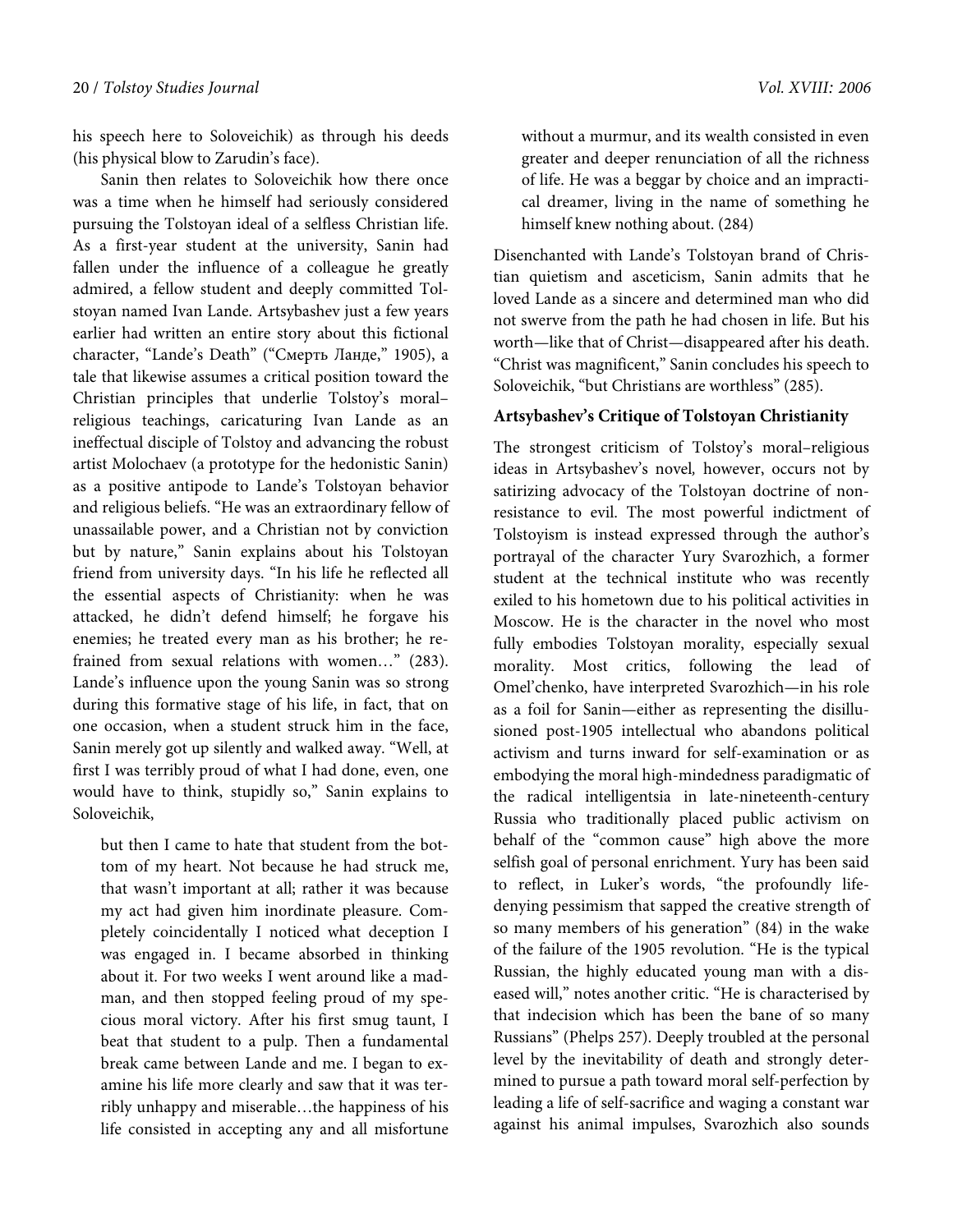his speech here to Soloveichik) as through his deeds (his physical blow to Zarudin's face).

Sanin then relates to Soloveichik how there once was a time when he himself had seriously considered pursuing the Tolstoyan ideal of a selfless Christian life. As a first-year student at the university, Sanin had fallen under the influence of a colleague he greatly admired, a fellow student and deeply committed Tolstoyan named Ivan Lande. Artsybashev just a few years earlier had written an entire story about this fictional character, "Lande's Death" ("Смерть Ланде," 1905), a tale that likewise assumes a critical position toward the Christian principles that underlie Tolstoy's moral–religious teachings, caricaturing Ivan Lande as an ineffectual disciple of Tolstoy and advancing the robust artist Molochaev (a prototype for the hedonistic Sanin) as a positive antipode to Lande's Tolstoyan behavior and religious beliefs. "He was an extraordinary fellow of unassailable power, and a Christian not by conviction but by nature," Sanin explains about his Tolstoyan friend from university days. "In his life he reflected all the essential aspects of Christianity: when he was attacked, he didn't defend himself; he forgave his enemies; he treated every man as his brother; he refrained from sexual relations with women…" (283). Lande's influence upon the young Sanin was so strong during this formative stage of his life, in fact, that on one occasion, when a student struck him in the face, Sanin merely got up silently and walked away. "Well, at first I was terribly proud of what I had done, even, one would have to think, stupidly so," Sanin explains to Soloveichik,

> but then I came to hate that student from the bottom of my heart. Not because he had struck me, that wasn't important at all; rather it was because my act had given him inordinate pleasure. Completely coincidentally I noticed what deception I was engaged in. I became absorbed in thinking about it. For two weeks I went around like a madman, and then stopped feeling proud of my specious moral victory. After his first smug taunt, I beat that student to a pulp. Then a fundamental break came between Lande and me. I began to examine his life more clearly and saw that it was terribly unhappy and miserable…the happiness of his life consisted in accepting any and all misfortune without a murmur, and its wealth consisted in even greater and deeper renunciation of all the richness of life. He was a beggar by choice and an impractical dreamer, living in the name of something he himself knew nothing about. (284)

Disenchanted with Lande's Tolstoyan brand of Christian quietism and asceticism, Sanin admits that he loved Lande as a sincere and determined man who did not swerve from the path he had chosen in life. But his worth—like that of Christ—disappeared after his death. "Christ was magnificent," Sanin concludes his speech to Soloveichik, "but Christians are worthless" (285).

## Artsybashev's Critique of Tolstoyan Christianity

The strongest criticism of Tolstoy's moral–religious ideas in Artsybashev's novel, however, occurs not by satirizing advocacy of the Tolstoyan doctrine of nonresistance to evil. The most powerful indictment of Tolstoyism is instead expressed through the author's portrayal of the character Yury Svarozhich, a former student at the technical institute who was recently exiled to his hometown due to his political activities in Moscow. He is the character in the novel who most fully embodies Tolstoyan morality, especially sexual morality. Most critics, following the lead of Omel'chenko, have interpreted Svarozhich—in his role as a foil for Sanin—either as representing the disillusioned post-1905 intellectual who abandons political activism and turns inward for self-examination or as embodying the moral high-mindedness paradigmatic of the radical intelligentsia in late-nineteenth-century Russia who traditionally placed public activism on behalf of the "common cause" high above the more selfish goal of personal enrichment. Yury has been said to reflect, in Luker's words, "the profoundly life-denying pessimism that sapped the creative strength of so many members of his generation" (84) in the wake of the failure of the 1905 revolution. "He is the typical Russian, the highly educated young man with a diseased will," notes another critic. "He is characterised by that indecision which has been the bane of so many Russians" (Phelps 257). Deeply troubled at the personal level by the inevitability of death and strongly determined to pursue a path toward moral self-perfection by leading a life of self-sacrifice and waging a constant war against his animal impulses, Svarozhich also sounds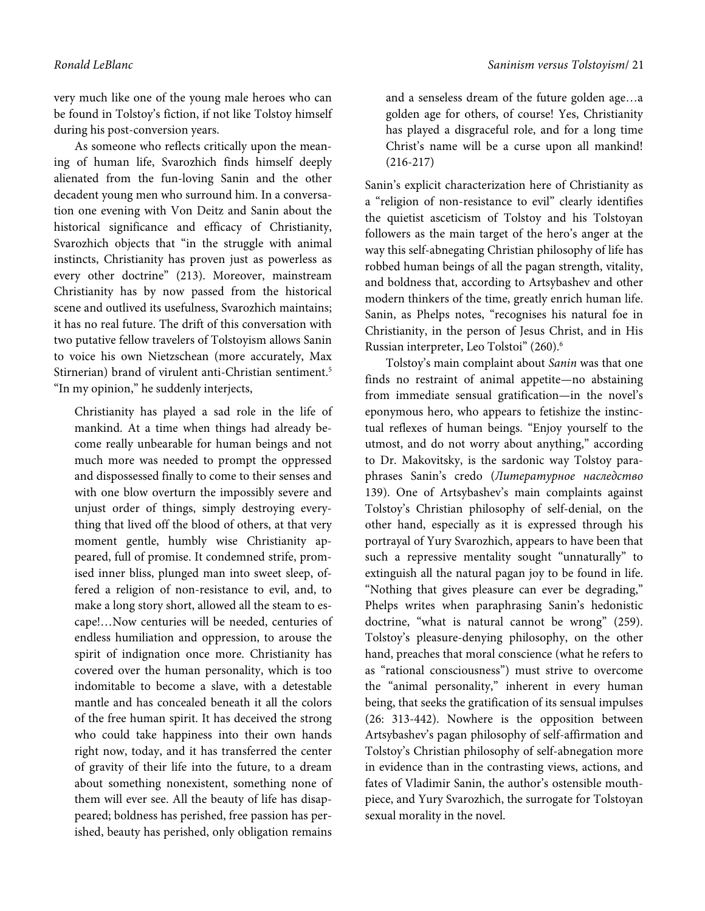very much like one of the young male heroes who can be found in Tolstoy's fiction, if not like Tolstoy himself during his post-conversion years.

As someone who reflects critically upon the meaning of human life, Svarozhich finds himself deeply alienated from the fun-loving Sanin and the other decadent young men who surround him. In a conversation one evening with Von Deitz and Sanin about the historical significance and efficacy of Christianity, Svarozhich objects that "in the struggle with animal instincts, Christianity has proven just as powerless as every other doctrine" (213). Moreover, mainstream Christianity has by now passed from the historical scene and outlived its usefulness, Svarozhich maintains; it has no real future. The drift of this conversation with two putative fellow travelers of Tolstoyism allows Sanin to voice his own Nietzschean (more accurately, Max Stirnerian) brand of virulent anti-Christian sentiment.[5] "In my opinion," he suddenly interjects,

> Christianity has played a sad role in the life of mankind. At a time when things had already become really unbearable for human beings and not much more was needed to prompt the oppressed and dispossessed finally to come to their senses and with one blow overturn the impossibly severe and unjust order of things, simply destroying everything that lived off the blood of others, at that very moment gentle, humbly wise Christianity appeared, full of promise. It condemned strife, promised inner bliss, plunged man into sweet sleep, offered a religion of non-resistance to evil, and, to make a long story short, allowed all the steam to escape!…Now centuries will be needed, centuries of endless humiliation and oppression, to arouse the spirit of indignation once more. Christianity has covered over the human personality, which is too indomitable to become a slave, with a detestable mantle and has concealed beneath it all the colors of the free human spirit. It has deceived the strong who could take happiness into their own hands right now, today, and it has transferred the center of gravity of their life into the future, to a dream about something nonexistent, something none of them will ever see. All the beauty of life has disappeared; boldness has perished, free passion has perished, beauty has perished, only obligation remains and a senseless dream of the future golden age…a golden age for others, of course! Yes, Christianity has played a disgraceful role, and for a long time Christ's name will be a curse upon all mankind! (216-217)

Sanin's explicit characterization here of Christianity as a "religion of non-resistance to evil" clearly identifies the quietist asceticism of Tolstoy and his Tolstoyan followers as the main target of the hero's anger at the way this self-abnegating Christian philosophy of life has robbed human beings of all the pagan strength, vitality, and boldness that, according to Artsybashev and other modern thinkers of the time, greatly enrich human life. Sanin, as Phelps notes, "recognises his natural foe in Christianity, in the person of Jesus Christ, and in His Russian interpreter, Leo Tolstoi" (260).[6]

Tolstoy's main complaint about *Sanin* was that one finds no restraint of animal appetite—no abstaining from immediate sensual gratification—in the novel's eponymous hero, who appears to fetishize the instinctual reflexes of human beings. "Enjoy yourself to the utmost, and do not worry about anything," according to Dr. Makovitsky, is the sardonic way Tolstoy paraphrases Sanin's credo (*Литературное наследство* 139). One of Artsybashev's main complaints against Tolstoy's Christian philosophy of self-denial, on the other hand, especially as it is expressed through his portrayal of Yury Svarozhich, appears to have been that such a repressive mentality sought "unnaturally" to extinguish all the natural pagan joy to be found in life. "Nothing that gives pleasure can ever be degrading," Phelps writes when paraphrasing Sanin's hedonistic doctrine, "what is natural cannot be wrong" (259). Tolstoy's pleasure-denying philosophy, on the other hand, preaches that moral conscience (what he refers to as "rational consciousness") must strive to overcome the "animal personality," inherent in every human being, that seeks the gratification of its sensual impulses (26: 313-442). Nowhere is the opposition between Artsybashev's pagan philosophy of self-affirmation and Tolstoy's Christian philosophy of self-abnegation more in evidence than in the contrasting views, actions, and fates of Vladimir Sanin, the author's ostensible mouthpiece, and Yury Svarozhich, the surrogate for Tolstoyan sexual morality in the novel.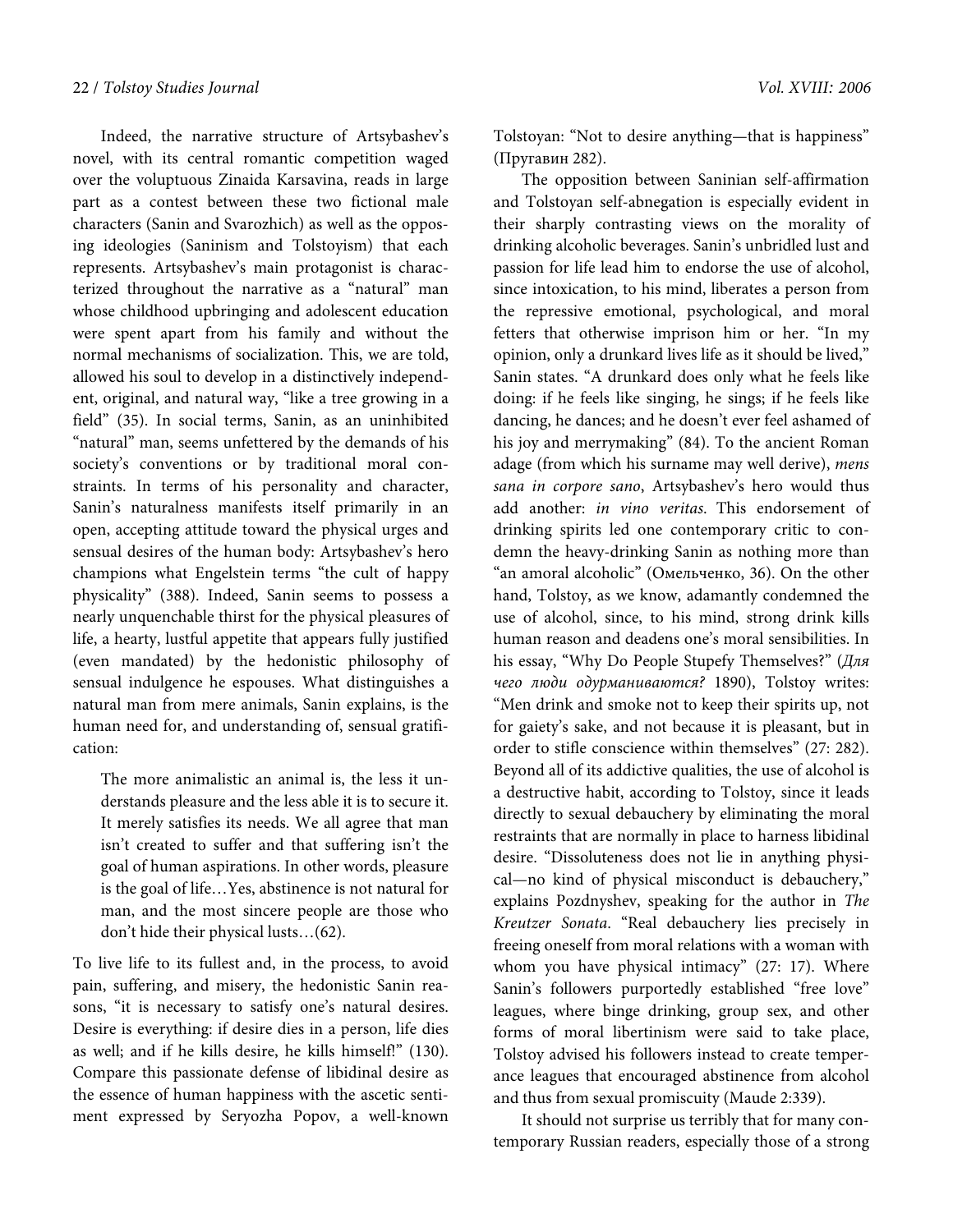Indeed, the narrative structure of Artsybashev's novel, with its central romantic competition waged over the voluptuous Zinaida Karsavina, reads in large part as a contest between these two fictional male characters (Sanin and Svarozhich) as well as the opposing ideologies (Saninism and Tolstoyism) that each represents. Artsybashev's main protagonist is characterized throughout the narrative as a "natural" man whose childhood upbringing and adolescent education were spent apart from his family and without the normal mechanisms of socialization. This, we are told, allowed his soul to develop in a distinctively independent, original, and natural way, "like a tree growing in a field" (35). In social terms, Sanin, as an uninhibited "natural" man, seems unfettered by the demands of his society's conventions or by traditional moral constraints. In terms of his personality and character, Sanin's naturalness manifests itself primarily in an open, accepting attitude toward the physical urges and sensual desires of the human body: Artsybashev's hero champions what Engelstein terms "the cult of happy physicality" (388). Indeed, Sanin seems to possess a nearly unquenchable thirst for the physical pleasures of life, a hearty, lustful appetite that appears fully justified (even mandated) by the hedonistic philosophy of sensual indulgence he espouses. What distinguishes a natural man from mere animals, Sanin explains, is the human need for, and understanding of, sensual gratification:

> The more animalistic an animal is, the less it understands pleasure and the less able it is to secure it. It merely satisfies its needs. We all agree that man isn't created to suffer and that suffering isn't the goal of human aspirations. In other words, pleasure is the goal of life…Yes, abstinence is not natural for man, and the most sincere people are those who don't hide their physical lusts…(62).

To live life to its fullest and, in the process, to avoid pain, suffering, and misery, the hedonistic Sanin reasons, "it is necessary to satisfy one's natural desires. Desire is everything: if desire dies in a person, life dies as well; and if he kills desire, he kills himself!" (130). Compare this passionate defense of libidinal desire as the essence of human happiness with the ascetic sentiment expressed by Seryozha Popov, a well-known Tolstoyan: "Not to desire anything—that is happiness" (Пругавин 282).

The opposition between Saninian self-affirmation and Tolstoyan self-abnegation is especially evident in their sharply contrasting views on the morality of drinking alcoholic beverages. Sanin's unbridled lust and passion for life lead him to endorse the use of alcohol, since intoxication, to his mind, liberates a person from the repressive emotional, psychological, and moral fetters that otherwise imprison him or her. "In my opinion, only a drunkard lives life as it should be lived," Sanin states. "A drunkard does only what he feels like doing: if he feels like singing, he sings; if he feels like dancing, he dances; and he doesn't ever feel ashamed of his joy and merrymaking" (84). To the ancient Roman adage (from which his surname may well derive), *mens sana in corpore sano*, Artsybashev's hero would thus add another: *in vino veritas*. This endorsement of drinking spirits led one contemporary critic to condemn the heavy-drinking Sanin as nothing more than "an amoral alcoholic" (Омельченко, 36). On the other hand, Tolstoy, as we know, adamantly condemned the use of alcohol, since, to his mind, strong drink kills human reason and deadens one's moral sensibilities. In his essay, "Why Do People Stupefy Themselves?" (*Для чего люди одурманиваются?* 1890), Tolstoy writes: "Men drink and smoke not to keep their spirits up, not for gaiety's sake, and not because it is pleasant, but in order to stifle conscience within themselves" (27: 282). Beyond all of its addictive qualities, the use of alcohol is a destructive habit, according to Tolstoy, since it leads directly to sexual debauchery by eliminating the moral restraints that are normally in place to harness libidinal desire. "Dissoluteness does not lie in anything physical—no kind of physical misconduct is debauchery," explains Pozdnyshev, speaking for the author in *The Kreutzer Sonata*. "Real debauchery lies precisely in freeing oneself from moral relations with a woman with whom you have physical intimacy" (27: 17). Where Sanin's followers purportedly established "free love" leagues, where binge drinking, group sex, and other forms of moral libertinism were said to take place, Tolstoy advised his followers instead to create temperance leagues that encouraged abstinence from alcohol and thus from sexual promiscuity (Maude 2:339).

It should not surprise us terribly that for many contemporary Russian readers, especially those of a strong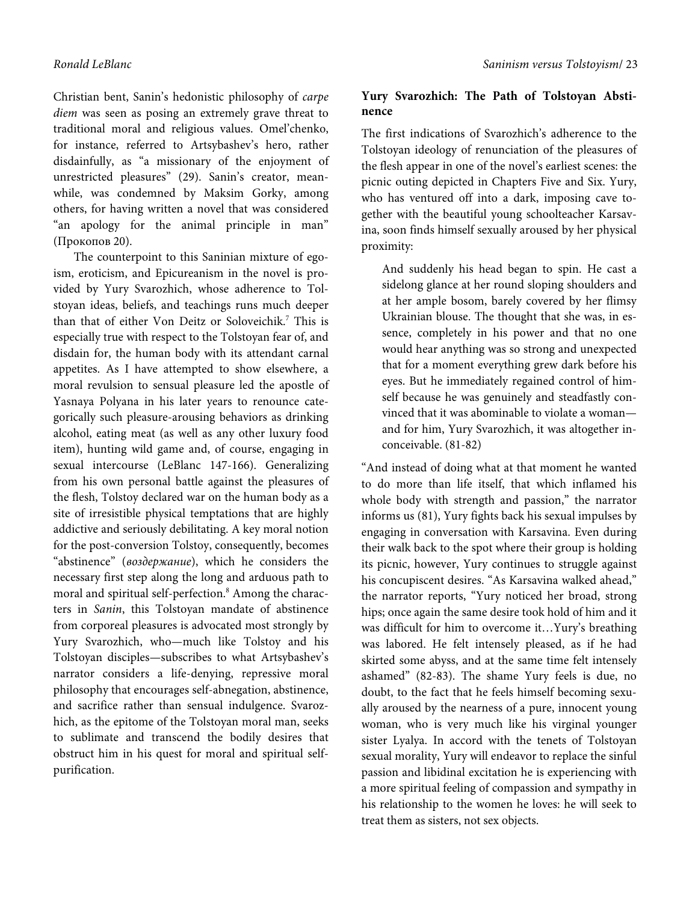Christian bent, Sanin's hedonistic philosophy of *carpe diem* was seen as posing an extremely grave threat to traditional moral and religious values. Omel'chenko, for instance, referred to Artsybashev's hero, rather disdainfully, as "a missionary of the enjoyment of unrestricted pleasures" (29). Sanin's creator, meanwhile, was condemned by Maksim Gorky, among others, for having written a novel that was considered "an apology for the animal principle in man" (Прокопов 20).

The counterpoint to this Saninian mixture of egoism, eroticism, and Epicureanism in the novel is provided by Yury Svarozhich, whose adherence to Tolstoyan ideas, beliefs, and teachings runs much deeper than that of either Von Deitz or Soloveichik.[7] This is especially true with respect to the Tolstoyan fear of, and disdain for, the human body with its attendant carnal appetites. As I have attempted to show elsewhere, a moral revulsion to sensual pleasure led the apostle of Yasnaya Polyana in his later years to renounce categorically such pleasure-arousing behaviors as drinking alcohol, eating meat (as well as any other luxury food item), hunting wild game and, of course, engaging in sexual intercourse (LeBlanc 147-166). Generalizing from his own personal battle against the pleasures of the flesh, Tolstoy declared war on the human body as a site of irresistible physical temptations that are highly addictive and seriously debilitating. A key moral notion for the post-conversion Tolstoy, consequently, becomes "abstinence" (*воздержание*), which he considers the necessary first step along the long and arduous path to moral and spiritual self-perfection.[8] Among the characters in *Sanin*, this Tolstoyan mandate of abstinence from corporeal pleasures is advocated most strongly by Yury Svarozhich, who—much like Tolstoy and his Tolstoyan disciples—subscribes to what Artsybashev's narrator considers a life-denying, repressive moral philosophy that encourages self-abnegation, abstinence, and sacrifice rather than sensual indulgence. Svarozhich, as the epitome of the Tolstoyan moral man, seeks to sublimate and transcend the bodily desires that obstruct him in his quest for moral and spiritual self-purification.

## Yury Svarozhich: The Path of Tolstoyan Abstinence

The first indications of Svarozhich's adherence to the Tolstoyan ideology of renunciation of the pleasures of the flesh appear in one of the novel's earliest scenes: the picnic outing depicted in Chapters Five and Six. Yury, who has ventured off into a dark, imposing cave together with the beautiful young schoolteacher Karsavina, soon finds himself sexually aroused by her physical proximity:

> And suddenly his head began to spin. He cast a sidelong glance at her round sloping shoulders and at her ample bosom, barely covered by her flimsy Ukrainian blouse. The thought that she was, in essence, completely in his power and that no one would hear anything was so strong and unexpected that for a moment everything grew dark before his eyes. But he immediately regained control of himself because he was genuinely and steadfastly convinced that it was abominable to violate a woman—and for him, Yury Svarozhich, it was altogether inconceivable. (81-82)

"And instead of doing what at that moment he wanted to do more than life itself, that which inflamed his whole body with strength and passion," the narrator informs us (81), Yury fights back his sexual impulses by engaging in conversation with Karsavina. Even during their walk back to the spot where their group is holding its picnic, however, Yury continues to struggle against his concupiscent desires. "As Karsavina walked ahead," the narrator reports, "Yury noticed her broad, strong hips; once again the same desire took hold of him and it was difficult for him to overcome it…Yury's breathing was labored. He felt intensely pleased, as if he had skirted some abyss, and at the same time felt intensely ashamed" (82-83). The shame Yury feels is due, no doubt, to the fact that he feels himself becoming sexually aroused by the nearness of a pure, innocent young woman, who is very much like his virginal younger sister Lyalya. In accord with the tenets of Tolstoyan sexual morality, Yury will endeavor to replace the sinful passion and libidinal excitation he is experiencing with a more spiritual feeling of compassion and sympathy in his relationship to the women he loves: he will seek to treat them as sisters, not sex objects.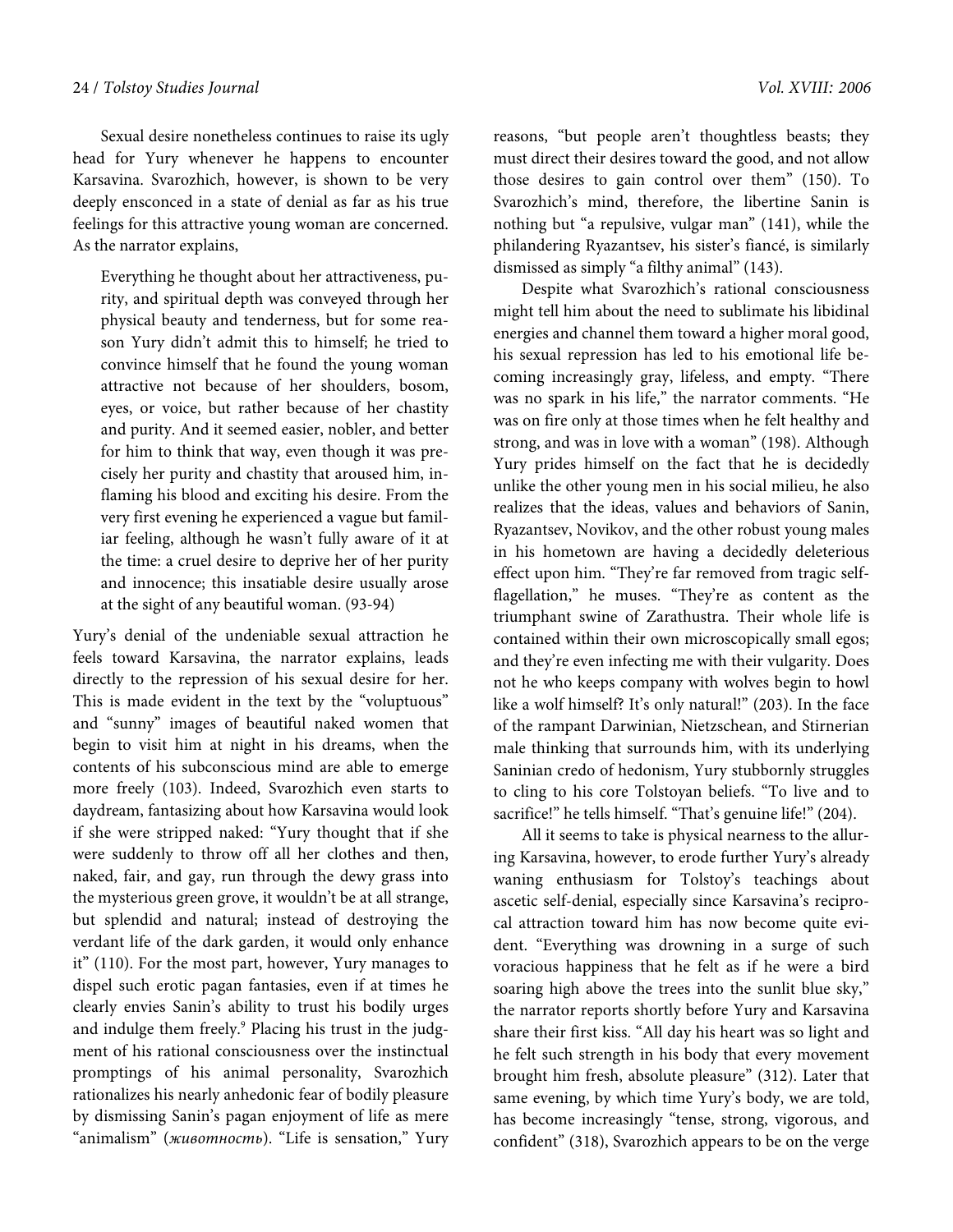Sexual desire nonetheless continues to raise its ugly head for Yury whenever he happens to encounter Karsavina. Svarozhich, however, is shown to be very deeply ensconced in a state of denial as far as his true feelings for this attractive young woman are concerned. As the narrator explains,

> Everything he thought about her attractiveness, purity, and spiritual depth was conveyed through her physical beauty and tenderness, but for some reason Yury didn't admit this to himself; he tried to convince himself that he found the young woman attractive not because of her shoulders, bosom, eyes, or voice, but rather because of her chastity and purity. And it seemed easier, nobler, and better for him to think that way, even though it was precisely her purity and chastity that aroused him, inflaming his blood and exciting his desire. From the very first evening he experienced a vague but familiar feeling, although he wasn't fully aware of it at the time: a cruel desire to deprive her of her purity and innocence; this insatiable desire usually arose at the sight of any beautiful woman. (93-94)

Yury's denial of the undeniable sexual attraction he feels toward Karsavina, the narrator explains, leads directly to the repression of his sexual desire for her. This is made evident in the text by the "voluptuous" and "sunny" images of beautiful naked women that begin to visit him at night in his dreams, when the contents of his subconscious mind are able to emerge more freely (103). Indeed, Svarozhich even starts to daydream, fantasizing about how Karsavina would look if she were stripped naked: "Yury thought that if she were suddenly to throw off all her clothes and then, naked, fair, and gay, run through the dewy grass into the mysterious green grove, it wouldn't be at all strange, but splendid and natural; instead of destroying the verdant life of the dark garden, it would only enhance it" (110). For the most part, however, Yury manages to dispel such erotic pagan fantasies, even if at times he clearly envies Sanin's ability to trust his bodily urges and indulge them freely.[9] Placing his trust in the judgment of his rational consciousness over the instinctual promptings of his animal personality, Svarozhich rationalizes his nearly anhedonic fear of bodily pleasure by dismissing Sanin's pagan enjoyment of life as mere "animalism" (*животность*). "Life is sensation," Yury reasons, "but people aren't thoughtless beasts; they must direct their desires toward the good, and not allow those desires to gain control over them" (150). To Svarozhich's mind, therefore, the libertine Sanin is nothing but "a repulsive, vulgar man" (141), while the philandering Ryazantsev, his sister's fiancé, is similarly dismissed as simply "a filthy animal" (143).

Despite what Svarozhich's rational consciousness might tell him about the need to sublimate his libidinal energies and channel them toward a higher moral good, his sexual repression has led to his emotional life becoming increasingly gray, lifeless, and empty. "There was no spark in his life," the narrator comments. "He was on fire only at those times when he felt healthy and strong, and was in love with a woman" (198). Although Yury prides himself on the fact that he is decidedly unlike the other young men in his social milieu, he also realizes that the ideas, values and behaviors of Sanin, Ryazantsev, Novikov, and the other robust young males in his hometown are having a decidedly deleterious effect upon him. "They're far removed from tragic self-flagellation," he muses. "They're as content as the triumphant swine of Zarathustra. Their whole life is contained within their own microscopically small egos; and they're even infecting me with their vulgarity. Does not he who keeps company with wolves begin to howl like a wolf himself? It's only natural!" (203). In the face of the rampant Darwinian, Nietzschean, and Stirnerian male thinking that surrounds him, with its underlying Saninian credo of hedonism, Yury stubbornly struggles to cling to his core Tolstoyan beliefs. "To live and to sacrifice!" he tells himself. "That's genuine life!" (204).

All it seems to take is physical nearness to the alluring Karsavina, however, to erode further Yury's already waning enthusiasm for Tolstoy's teachings about ascetic self-denial, especially since Karsavina's reciprocal attraction toward him has now become quite evident. "Everything was drowning in a surge of such voracious happiness that he felt as if he were a bird soaring high above the trees into the sunlit blue sky," the narrator reports shortly before Yury and Karsavina share their first kiss. "All day his heart was so light and he felt such strength in his body that every movement brought him fresh, absolute pleasure" (312). Later that same evening, by which time Yury's body, we are told, has become increasingly "tense, strong, vigorous, and confident" (318), Svarozhich appears to be on the verge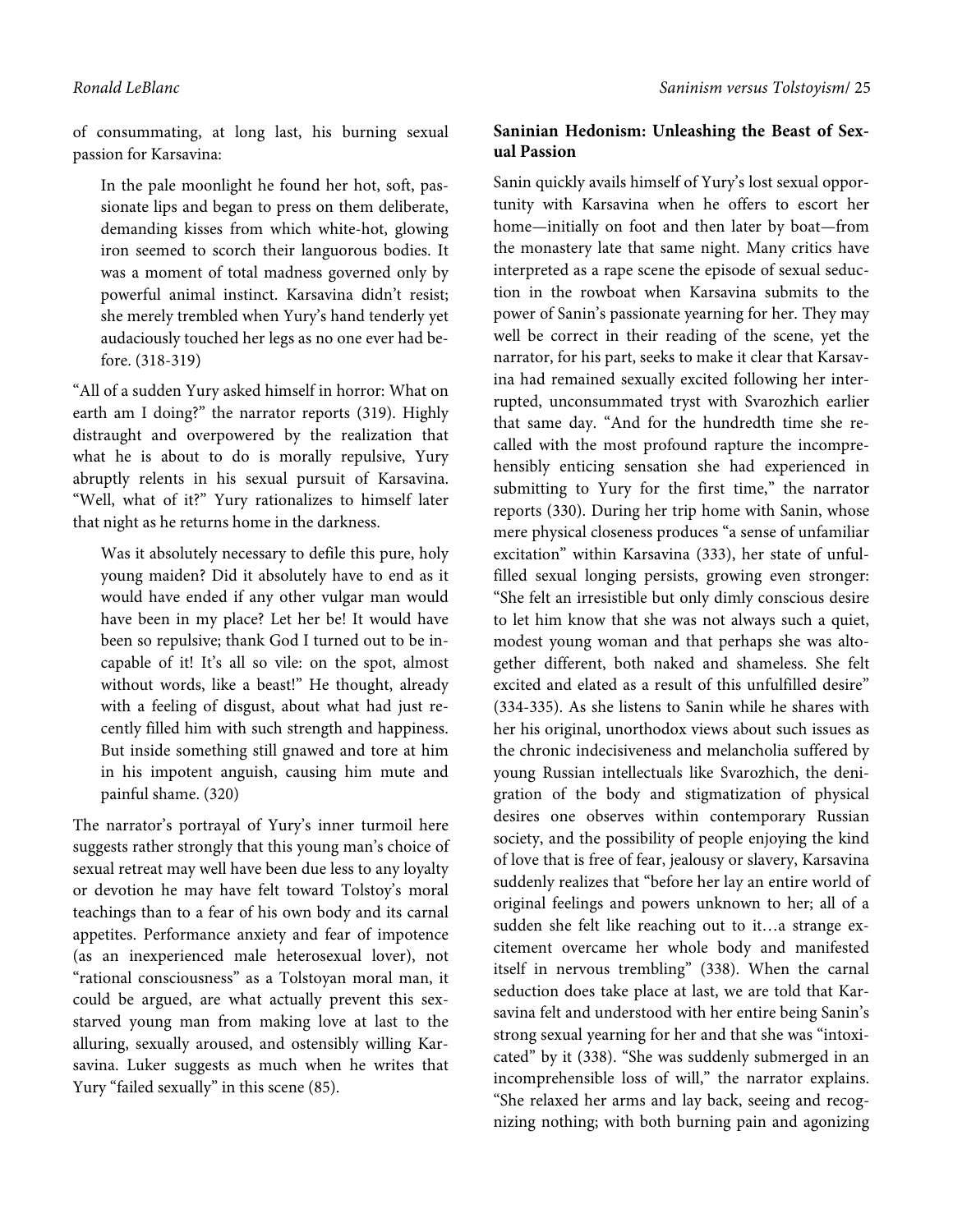of consummating, at long last, his burning sexual passion for Karsavina:

> In the pale moonlight he found her hot, soft, passionate lips and began to press on them deliberate, demanding kisses from which white-hot, glowing iron seemed to scorch their languorous bodies. It was a moment of total madness governed only by powerful animal instinct. Karsavina didn't resist; she merely trembled when Yury's hand tenderly yet audaciously touched her legs as no one ever had before. (318-319)

"All of a sudden Yury asked himself in horror: What on earth am I doing?" the narrator reports (319). Highly distraught and overpowered by the realization that what he is about to do is morally repulsive, Yury abruptly relents in his sexual pursuit of Karsavina. "Well, what of it?" Yury rationalizes to himself later that night as he returns home in the darkness.

> Was it absolutely necessary to defile this pure, holy young maiden? Did it absolutely have to end as it would have ended if any other vulgar man would have been in my place? Let her be! It would have been so repulsive; thank God I turned out to be incapable of it! It's all so vile: on the spot, almost without words, like a beast!" He thought, already with a feeling of disgust, about what had just recently filled him with such strength and happiness. But inside something still gnawed and tore at him in his impotent anguish, causing him mute and painful shame. (320)

The narrator's portrayal of Yury's inner turmoil here suggests rather strongly that this young man's choice of sexual retreat may well have been due less to any loyalty or devotion he may have felt toward Tolstoy's moral teachings than to a fear of his own body and its carnal appetites. Performance anxiety and fear of impotence (as an inexperienced male heterosexual lover), not "rational consciousness" as a Tolstoyan moral man, it could be argued, are what actually prevent this sex-starved young man from making love at last to the alluring, sexually aroused, and ostensibly willing Karsavina. Luker suggests as much when he writes that Yury "failed sexually" in this scene (85).

## Saninian Hedonism: Unleashing the Beast of Sexual Passion

Sanin quickly avails himself of Yury's lost sexual opportunity with Karsavina when he offers to escort her home—initially on foot and then later by boat—from the monastery late that same night. Many critics have interpreted as a rape scene the episode of sexual seduction in the rowboat when Karsavina submits to the power of Sanin's passionate yearning for her. They may well be correct in their reading of the scene, yet the narrator, for his part, seeks to make it clear that Karsavina had remained sexually excited following her interrupted, unconsummated tryst with Svarozhich earlier that same day. "And for the hundredth time she recalled with the most profound rapture the incomprehensibly enticing sensation she had experienced in submitting to Yury for the first time," the narrator reports (330). During her trip home with Sanin, whose mere physical closeness produces "a sense of unfamiliar excitation" within Karsavina (333), her state of unfulfilled sexual longing persists, growing even stronger: "She felt an irresistible but only dimly conscious desire to let him know that she was not always such a quiet, modest young woman and that perhaps she was altogether different, both naked and shameless. She felt excited and elated as a result of this unfulfilled desire" (334-335). As she listens to Sanin while he shares with her his original, unorthodox views about such issues as the chronic indecisiveness and melancholia suffered by young Russian intellectuals like Svarozhich, the denigration of the body and stigmatization of physical desires one observes within contemporary Russian society, and the possibility of people enjoying the kind of love that is free of fear, jealousy or slavery, Karsavina suddenly realizes that "before her lay an entire world of original feelings and powers unknown to her; all of a sudden she felt like reaching out to it…a strange excitement overcame her whole body and manifested itself in nervous trembling" (338). When the carnal seduction does take place at last, we are told that Karsavina felt and understood with her entire being Sanin's strong sexual yearning for her and that she was "intoxicated" by it (338). "She was suddenly submerged in an incomprehensible loss of will," the narrator explains. "She relaxed her arms and lay back, seeing and recognizing nothing; with both burning pain and agonizing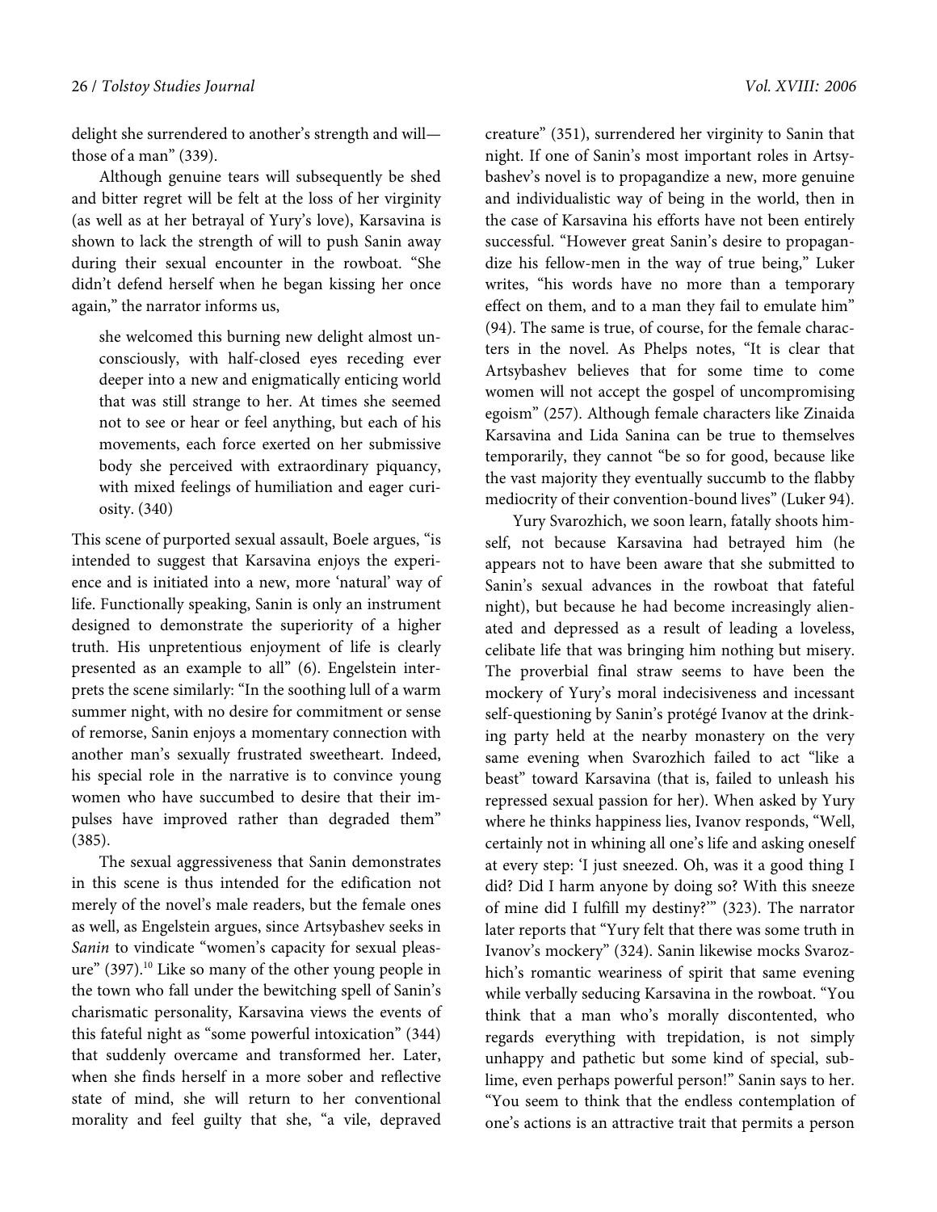delight she surrendered to another's strength and will—those of a man" (339).

Although genuine tears will subsequently be shed and bitter regret will be felt at the loss of her virginity (as well as at her betrayal of Yury's love), Karsavina is shown to lack the strength of will to push Sanin away during their sexual encounter in the rowboat. "She didn't defend herself when he began kissing her once again," the narrator informs us,

> she welcomed this burning new delight almost unconsciously, with half-closed eyes receding ever deeper into a new and enigmatically enticing world that was still strange to her. At times she seemed not to see or hear or feel anything, but each of his movements, each force exerted on her submissive body she perceived with extraordinary piquancy, with mixed feelings of humiliation and eager curiosity. (340)

This scene of purported sexual assault, Boele argues, "is intended to suggest that Karsavina enjoys the experience and is initiated into a new, more 'natural' way of life. Functionally speaking, Sanin is only an instrument designed to demonstrate the superiority of a higher truth. His unpretentious enjoyment of life is clearly presented as an example to all" (6). Engelstein interprets the scene similarly: "In the soothing lull of a warm summer night, with no desire for commitment or sense of remorse, Sanin enjoys a momentary connection with another man's sexually frustrated sweetheart. Indeed, his special role in the narrative is to convince young women who have succumbed to desire that their impulses have improved rather than degraded them" (385).

The sexual aggressiveness that Sanin demonstrates in this scene is thus intended for the edification not merely of the novel's male readers, but the female ones as well, as Engelstein argues, since Artsybashev seeks in *Sanin* to vindicate "women's capacity for sexual pleasure" (397).[10] Like so many of the other young people in the town who fall under the bewitching spell of Sanin's charismatic personality, Karsavina views the events of this fateful night as "some powerful intoxication" (344) that suddenly overcame and transformed her. Later, when she finds herself in a more sober and reflective state of mind, she will return to her conventional morality and feel guilty that she, "a vile, depraved creature" (351), surrendered her virginity to Sanin that night. If one of Sanin's most important roles in Artsybashev's novel is to propagandize a new, more genuine and individualistic way of being in the world, then in the case of Karsavina his efforts have not been entirely successful. "However great Sanin's desire to propagandize his fellow-men in the way of true being," Luker writes, "his words have no more than a temporary effect on them, and to a man they fail to emulate him" (94). The same is true, of course, for the female characters in the novel. As Phelps notes, "It is clear that Artsybashev believes that for some time to come women will not accept the gospel of uncompromising egoism" (257). Although female characters like Zinaida Karsavina and Lida Sanina can be true to themselves temporarily, they cannot "be so for good, because like the vast majority they eventually succumb to the flabby mediocrity of their convention-bound lives" (Luker 94).

Yury Svarozhich, we soon learn, fatally shoots himself, not because Karsavina had betrayed him (he appears not to have been aware that she submitted to Sanin's sexual advances in the rowboat that fateful night), but because he had become increasingly alienated and depressed as a result of leading a loveless, celibate life that was bringing him nothing but misery. The proverbial final straw seems to have been the mockery of Yury's moral indecisiveness and incessant self-questioning by Sanin's protégé Ivanov at the drinking party held at the nearby monastery on the very same evening when Svarozhich failed to act "like a beast" toward Karsavina (that is, failed to unleash his repressed sexual passion for her). When asked by Yury where he thinks happiness lies, Ivanov responds, "Well, certainly not in whining all one's life and asking oneself at every step: 'I just sneezed. Oh, was it a good thing I did? Did I harm anyone by doing so? With this sneeze of mine did I fulfill my destiny?'" (323). The narrator later reports that "Yury felt that there was some truth in Ivanov's mockery" (324). Sanin likewise mocks Svarozhich's romantic weariness of spirit that same evening while verbally seducing Karsavina in the rowboat. "You think that a man who's morally discontented, who regards everything with trepidation, is not simply unhappy and pathetic but some kind of special, sublime, even perhaps powerful person!" Sanin says to her. "You seem to think that the endless contemplation of one's actions is an attractive trait that permits a person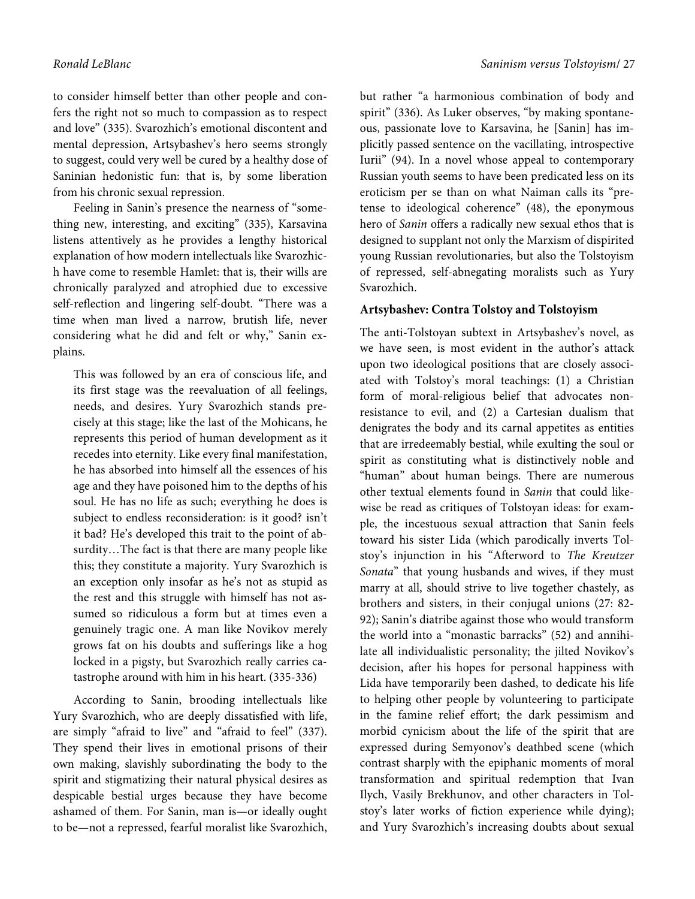to consider himself better than other people and confers the right not so much to compassion as to respect and love" (335). Svarozhich's emotional discontent and mental depression, Artsybashev's hero seems strongly to suggest, could very well be cured by a healthy dose of Saninian hedonistic fun: that is, by some liberation from his chronic sexual repression.

Feeling in Sanin's presence the nearness of "something new, interesting, and exciting" (335), Karsavina listens attentively as he provides a lengthy historical explanation of how modern intellectuals like Svarozhich have come to resemble Hamlet: that is, their wills are chronically paralyzed and atrophied due to excessive self-reflection and lingering self-doubt. "There was a time when man lived a narrow, brutish life, never considering what he did and felt or why," Sanin explains.

> This was followed by an era of conscious life, and its first stage was the reevaluation of all feelings, needs, and desires. Yury Svarozhich stands precisely at this stage; like the last of the Mohicans, he represents this period of human development as it recedes into eternity. Like every final manifestation, he has absorbed into himself all the essences of his age and they have poisoned him to the depths of his soul. He has no life as such; everything he does is subject to endless reconsideration: is it good? isn't it bad? He's developed this trait to the point of absurdity…The fact is that there are many people like this; they constitute a majority. Yury Svarozhich is an exception only insofar as he's not as stupid as the rest and this struggle with himself has not assumed so ridiculous a form but at times even a genuinely tragic one. A man like Novikov merely grows fat on his doubts and sufferings like a hog locked in a pigsty, but Svarozhich really carries catastrophe around with him in his heart. (335-336)

According to Sanin, brooding intellectuals like Yury Svarozhich, who are deeply dissatisfied with life, are simply "afraid to live" and "afraid to feel" (337). They spend their lives in emotional prisons of their own making, slavishly subordinating the body to the spirit and stigmatizing their natural physical desires as despicable bestial urges because they have become ashamed of them. For Sanin, man is—or ideally ought to be—not a repressed, fearful moralist like Svarozhich, but rather "a harmonious combination of body and spirit" (336). As Luker observes, "by making spontaneous, passionate love to Karsavina, he [Sanin] has implicitly passed sentence on the vacillating, introspective Iurii" (94). In a novel whose appeal to contemporary Russian youth seems to have been predicated less on its eroticism per se than on what Naiman calls its "pretense to ideological coherence" (48), the eponymous hero of *Sanin* offers a radically new sexual ethos that is designed to supplant not only the Marxism of dispirited young Russian revolutionaries, but also the Tolstoyism of repressed, self-abnegating moralists such as Yury Svarozhich.

### Artsybashev: Contra Tolstoy and Tolstoyism

The anti-Tolstoyan subtext in Artsybashev's novel, as we have seen, is most evident in the author's attack upon two ideological positions that are closely associated with Tolstoy's moral teachings: (1) a Christian form of moral-religious belief that advocates non-resistance to evil, and (2) a Cartesian dualism that denigrates the body and its carnal appetites as entities that are irredeemably bestial, while exulting the soul or spirit as constituting what is distinctively noble and "human" about human beings. There are numerous other textual elements found in *Sanin* that could likewise be read as critiques of Tolstoyan ideas: for example, the incestuous sexual attraction that Sanin feels toward his sister Lida (which parodically inverts Tolstoy's injunction in his "Afterword to *The Kreutzer Sonata*" that young husbands and wives, if they must marry at all, should strive to live together chastely, as brothers and sisters, in their conjugal unions (27: 82-92); Sanin's diatribe against those who would transform the world into a "monastic barracks" (52) and annihilate all individualistic personality; the jilted Novikov's decision, after his hopes for personal happiness with Lida have temporarily been dashed, to dedicate his life to helping other people by volunteering to participate in the famine relief effort; the dark pessimism and morbid cynicism about the life of the spirit that are expressed during Semyonov's deathbed scene (which contrast sharply with the epiphanic moments of moral transformation and spiritual redemption that Ivan Ilych, Vasily Brekhunov, and other characters in Tolstoy's later works of fiction experience while dying); and Yury Svarozhich's increasing doubts about sexual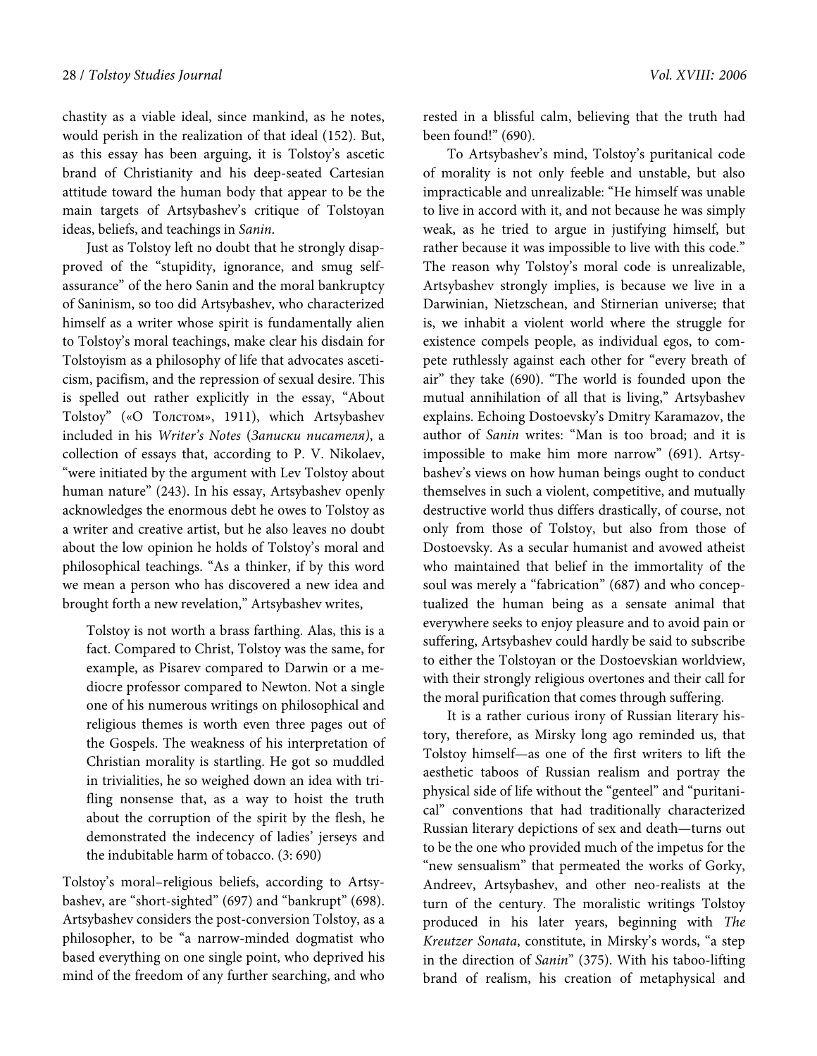chastity as a viable ideal, since mankind, as he notes, would perish in the realization of that ideal (152). But, as this essay has been arguing, it is Tolstoy's ascetic brand of Christianity and his deep-seated Cartesian attitude toward the human body that appear to be the main targets of Artsybashev's critique of Tolstoyan ideas, beliefs, and teachings in *Sanin*.

Just as Tolstoy left no doubt that he strongly disapproved of the "stupidity, ignorance, and smug self-assurance" of the hero Sanin and the moral bankruptcy of Saninism, so too did Artsybashev, who characterized himself as a writer whose spirit is fundamentally alien to Tolstoy's moral teachings, make clear his disdain for Tolstoyism as a philosophy of life that advocates asceticism, pacifism, and the repression of sexual desire. This is spelled out rather explicitly in the essay, "About Tolstoy" («О Толстом», 1911), which Artsybashev included in his *Writer's Notes* (*Записки писателя)*, a collection of essays that, according to P. V. Nikolaev, "were initiated by the argument with Lev Tolstoy about human nature" (243). In his essay, Artsybashev openly acknowledges the enormous debt he owes to Tolstoy as a writer and creative artist, but he also leaves no doubt about the low opinion he holds of Tolstoy's moral and philosophical teachings. "As a thinker, if by this word we mean a person who has discovered a new idea and brought forth a new revelation," Artsybashev writes,

> Tolstoy is not worth a brass farthing. Alas, this is a fact. Compared to Christ, Tolstoy was the same, for example, as Pisarev compared to Darwin or a mediocre professor compared to Newton. Not a single one of his numerous writings on philosophical and religious themes is worth even three pages out of the Gospels. The weakness of his interpretation of Christian morality is startling. He got so muddled in trivialities, he so weighed down an idea with trifling nonsense that, as a way to hoist the truth about the corruption of the spirit by the flesh, he demonstrated the indecency of ladies' jerseys and the indubitable harm of tobacco. (3: 690)

Tolstoy's moral–religious beliefs, according to Artsybashev, are "short-sighted" (697) and "bankrupt" (698). Artsybashev considers the post-conversion Tolstoy, as a philosopher, to be "a narrow-minded dogmatist who based everything on one single point, who deprived his mind of the freedom of any further searching, and who rested in a blissful calm, believing that the truth had been found!" (690).

To Artsybashev's mind, Tolstoy's puritanical code of morality is not only feeble and unstable, but also impracticable and unrealizable: "He himself was unable to live in accord with it, and not because he was simply weak, as he tried to argue in justifying himself, but rather because it was impossible to live with this code." The reason why Tolstoy's moral code is unrealizable, Artsybashev strongly implies, is because we live in a Darwinian, Nietzschean, and Stirnerian universe; that is, we inhabit a violent world where the struggle for existence compels people, as individual egos, to compete ruthlessly against each other for "every breath of air" they take (690). "The world is founded upon the mutual annihilation of all that is living," Artsybashev explains. Echoing Dostoevsky's Dmitry Karamazov, the author of *Sanin* writes: "Man is too broad; and it is impossible to make him more narrow" (691). Artsybashev's views on how human beings ought to conduct themselves in such a violent, competitive, and mutually destructive world thus differs drastically, of course, not only from those of Tolstoy, but also from those of Dostoevsky. As a secular humanist and avowed atheist who maintained that belief in the immortality of the soul was merely a "fabrication" (687) and who conceptualized the human being as a sensate animal that everywhere seeks to enjoy pleasure and to avoid pain or suffering, Artsybashev could hardly be said to subscribe to either the Tolstoyan or the Dostoevskian worldview, with their strongly religious overtones and their call for the moral purification that comes through suffering.

It is a rather curious irony of Russian literary history, therefore, as Mirsky long ago reminded us, that Tolstoy himself—as one of the first writers to lift the aesthetic taboos of Russian realism and portray the physical side of life without the "genteel" and "puritanical" conventions that had traditionally characterized Russian literary depictions of sex and death—turns out to be the one who provided much of the impetus for the "new sensualism" that permeated the works of Gorky, Andreev, Artsybashev, and other neo-realists at the turn of the century. The moralistic writings Tolstoy produced in his later years, beginning with *The Kreutzer Sonata*, constitute, in Mirsky's words, "a step in the direction of *Sanin*" (375). With his taboo-lifting brand of realism, his creation of metaphysical and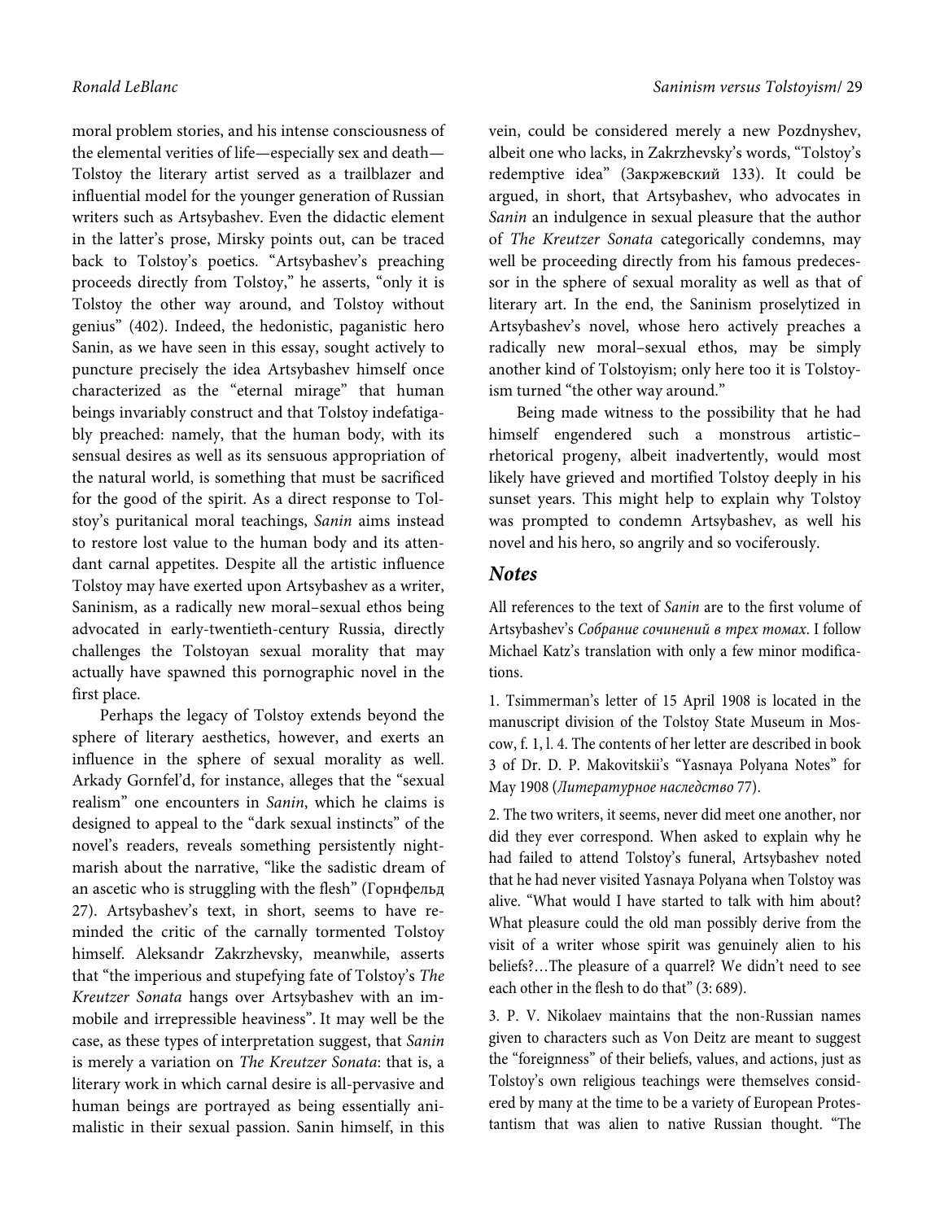moral problem stories, and his intense consciousness of the elemental verities of life—especially sex and death—Tolstoy the literary artist served as a trailblazer and influential model for the younger generation of Russian writers such as Artsybashev. Even the didactic element in the latter's prose, Mirsky points out, can be traced back to Tolstoy's poetics. "Artsybashev's preaching proceeds directly from Tolstoy," he asserts, "only it is Tolstoy the other way around, and Tolstoy without genius" (402). Indeed, the hedonistic, paganistic hero Sanin, as we have seen in this essay, sought actively to puncture precisely the idea Artsybashev himself once characterized as the "eternal mirage" that human beings invariably construct and that Tolstoy indefatigably preached: namely, that the human body, with its sensual desires as well as its sensuous appropriation of the natural world, is something that must be sacrificed for the good of the spirit. As a direct response to Tolstoy's puritanical moral teachings, *Sanin* aims instead to restore lost value to the human body and its attendant carnal appetites. Despite all the artistic influence Tolstoy may have exerted upon Artsybashev as a writer, Saninism, as a radically new moral–sexual ethos being advocated in early-twentieth-century Russia, directly challenges the Tolstoyan sexual morality that may actually have spawned this pornographic novel in the first place.

Perhaps the legacy of Tolstoy extends beyond the sphere of literary aesthetics, however, and exerts an influence in the sphere of sexual morality as well. Arkady Gornfel'd, for instance, alleges that the "sexual realism" one encounters in *Sanin*, which he claims is designed to appeal to the "dark sexual instincts" of the novel's readers, reveals something persistently nightmarish about the narrative, "like the sadistic dream of an ascetic who is struggling with the flesh" (Горнфельд 27). Artsybashev's text, in short, seems to have reminded the critic of the carnally tormented Tolstoy himself. Aleksandr Zakrzhevsky, meanwhile, asserts that "the imperious and stupefying fate of Tolstoy's *The Kreutzer Sonata* hangs over Artsybashev with an immobile and irrepressible heaviness". It may well be the case, as these types of interpretation suggest, that *Sanin* is merely a variation on *The Kreutzer Sonata*: that is, a literary work in which carnal desire is all-pervasive and human beings are portrayed as being essentially animalistic in their sexual passion. Sanin himself, in this vein, could be considered merely a new Pozdnyshev, albeit one who lacks, in Zakrzhevsky's words, "Tolstoy's redemptive idea" (Закржевский 133). It could be argued, in short, that Artsybashev, who advocates in *Sanin* an indulgence in sexual pleasure that the author of *The Kreutzer Sonata* categorically condemns, may well be proceeding directly from his famous predecessor in the sphere of sexual morality as well as that of literary art. In the end, the Saninism proselytized in Artsybashev's novel, whose hero actively preaches a radically new moral–sexual ethos, may be simply another kind of Tolstoyism; only here too it is Tolstoyism turned "the other way around."

Being made witness to the possibility that he had himself engendered such a monstrous artistic–rhetorical progeny, albeit inadvertently, would most likely have grieved and mortified Tolstoy deeply in his sunset years. This might help to explain why Tolstoy was prompted to condemn Artsybashev, as well his novel and his hero, so angrily and so vociferously.

## Notes

All references to the text of *Sanin* are to the first volume of Artsybashev's *Собрание сочинений в трех томах*. I follow Michael Katz's translation with only a few minor modifications.

1. Tsimmerman's letter of 15 April 1908 is located in the manuscript division of the Tolstoy State Museum in Moscow, f. 1, l. 4. The contents of her letter are described in book 3 of Dr. D. P. Makovitskii's "Yasnaya Polyana Notes" for May 1908 (*Литературное наследство* 77).

2. The two writers, it seems, never did meet one another, nor did they ever correspond. When asked to explain why he had failed to attend Tolstoy's funeral, Artsybashev noted that he had never visited Yasnaya Polyana when Tolstoy was alive. "What would I have started to talk with him about? What pleasure could the old man possibly derive from the visit of a writer whose spirit was genuinely alien to his beliefs?…The pleasure of a quarrel? We didn't need to see each other in the flesh to do that" (3: 689).

3. P. V. Nikolaev maintains that the non-Russian names given to characters such as Von Deitz are meant to suggest the "foreignness" of their beliefs, values, and actions, just as Tolstoy's own religious teachings were themselves considered by many at the time to be a variety of European Protestantism that was alien to native Russian thought. "The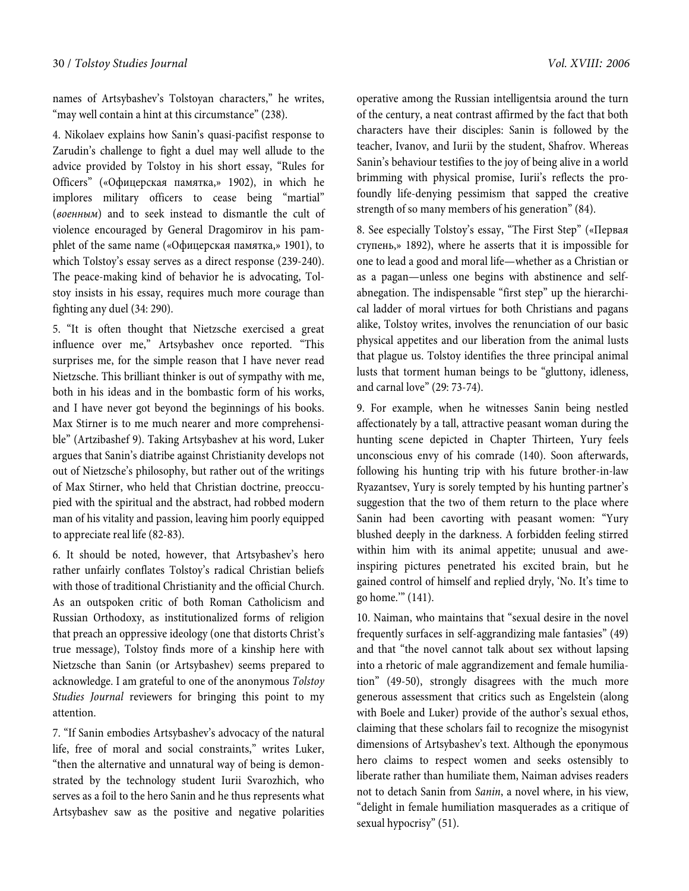names of Artsybashev's Tolstoyan characters," he writes, "may well contain a hint at this circumstance" (238).

4. Nikolaev explains how Sanin's quasi-pacifist response to Zarudin's challenge to fight a duel may well allude to the advice provided by Tolstoy in his short essay, "Rules for Officers" («Офицерская памятка,» 1902), in which he implores military officers to cease being "martial" (*военным*) and to seek instead to dismantle the cult of violence encouraged by General Dragomirov in his pamphlet of the same name («Офицерская памятка,» 1901), to which Tolstoy's essay serves as a direct response (239-240). The peace-making kind of behavior he is advocating, Tolstoy insists in his essay, requires much more courage than fighting any duel (34: 290).

5. "It is often thought that Nietzsche exercised a great influence over me," Artsybashev once reported. "This surprises me, for the simple reason that I have never read Nietzsche. This brilliant thinker is out of sympathy with me, both in his ideas and in the bombastic form of his works, and I have never got beyond the beginnings of his books. Max Stirner is to me much nearer and more comprehensible" (Artzibashef 9). Taking Artsybashev at his word, Luker argues that Sanin's diatribe against Christianity develops not out of Nietzsche's philosophy, but rather out of the writings of Max Stirner, who held that Christian doctrine, preoccupied with the spiritual and the abstract, had robbed modern man of his vitality and passion, leaving him poorly equipped to appreciate real life (82-83).

6. It should be noted, however, that Artsybashev's hero rather unfairly conflates Tolstoy's radical Christian beliefs with those of traditional Christianity and the official Church. As an outspoken critic of both Roman Catholicism and Russian Orthodoxy, as institutionalized forms of religion that preach an oppressive ideology (one that distorts Christ's true message), Tolstoy finds more of a kinship here with Nietzsche than Sanin (or Artsybashev) seems prepared to acknowledge. I am grateful to one of the anonymous *Tolstoy Studies Journal* reviewers for bringing this point to my attention.

7. "If Sanin embodies Artsybashev's advocacy of the natural life, free of moral and social constraints," writes Luker, "then the alternative and unnatural way of being is demonstrated by the technology student Iurii Svarozhich, who serves as a foil to the hero Sanin and he thus represents what Artsybashev saw as the positive and negative polarities operative among the Russian intelligentsia around the turn of the century, a neat contrast affirmed by the fact that both characters have their disciples: Sanin is followed by the teacher, Ivanov, and Iurii by the student, Shafrov. Whereas Sanin's behaviour testifies to the joy of being alive in a world brimming with physical promise, Iurii's reflects the profoundly life-denying pessimism that sapped the creative strength of so many members of his generation" (84).

8. See especially Tolstoy's essay, "The First Step" («Первая ступень,» 1892), where he asserts that it is impossible for one to lead a good and moral life—whether as a Christian or as a pagan—unless one begins with abstinence and self-abnegation. The indispensable "first step" up the hierarchical ladder of moral virtues for both Christians and pagans alike, Tolstoy writes, involves the renunciation of our basic physical appetites and our liberation from the animal lusts that plague us. Tolstoy identifies the three principal animal lusts that torment human beings to be "gluttony, idleness, and carnal love" (29: 73-74).

9. For example, when he witnesses Sanin being nestled affectionately by a tall, attractive peasant woman during the hunting scene depicted in Chapter Thirteen, Yury feels unconscious envy of his comrade (140). Soon afterwards, following his hunting trip with his future brother-in-law Ryazantsev, Yury is sorely tempted by his hunting partner's suggestion that the two of them return to the place where Sanin had been cavorting with peasant women: "Yury blushed deeply in the darkness. A forbidden feeling stirred within him with its animal appetite; unusual and awe-inspiring pictures penetrated his excited brain, but he gained control of himself and replied dryly, 'No. It's time to go home.'" (141).

10. Naiman, who maintains that "sexual desire in the novel frequently surfaces in self-aggrandizing male fantasies" (49) and that "the novel cannot talk about sex without lapsing into a rhetoric of male aggrandizement and female humiliation" (49-50), strongly disagrees with the much more generous assessment that critics such as Engelstein (along with Boele and Luker) provide of the author's sexual ethos, claiming that these scholars fail to recognize the misogynist dimensions of Artsybashev's text. Although the eponymous hero claims to respect women and seeks ostensibly to liberate rather than humiliate them, Naiman advises readers not to detach Sanin from *Sanin*, a novel where, in his view, "delight in female humiliation masquerades as a critique of sexual hypocrisy" (51).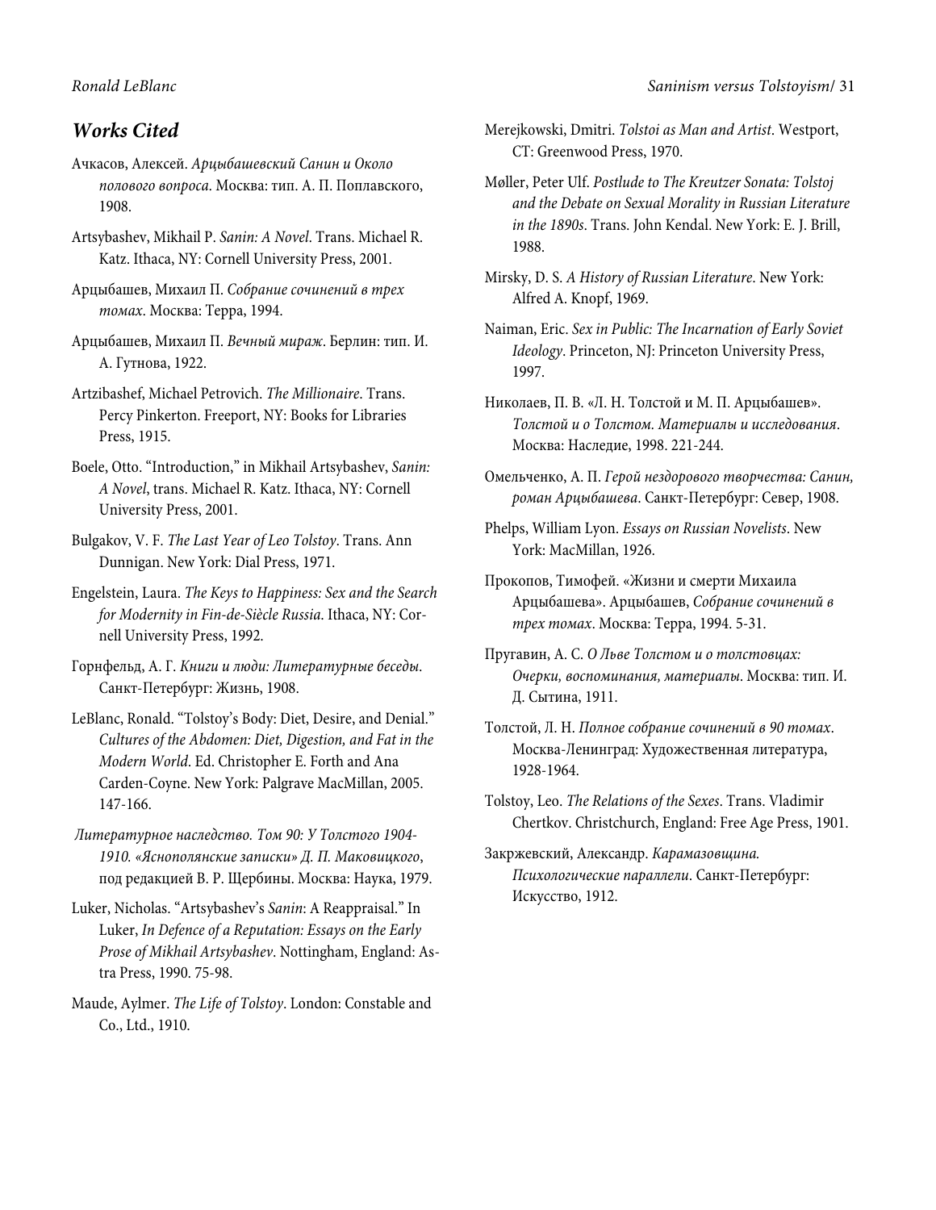## *Works Cited*

Ачкасов, Алексей. *Арцыбашевский Санин и Около полового вопроса*. Москва: тип. А. П. Поплавского, 1908.

Artsybashev, Mikhail P. *Sanin: A Novel*. Trans. Michael R. Katz. Ithaca, NY: Cornell University Press, 2001.

Арцыбашев, Михаил П. *Собрание сочинений в трех томах*. Москва: Терра, 1994.

Арцыбашев, Михаил П. *Вечный мираж*. Берлин: тип. И. А. Гутнова, 1922.

Artzibashef, Michael Petrovich. *The Millionaire*. Trans. Percy Pinkerton. Freeport, NY: Books for Libraries Press, 1915.

Boele, Otto. "Introduction," in Mikhail Artsybashev, *Sanin: A Novel*, trans. Michael R. Katz. Ithaca, NY: Cornell University Press, 2001.

Bulgakov, V. F. *The Last Year of Leo Tolstoy*. Trans. Ann Dunnigan. New York: Dial Press, 1971.

Engelstein, Laura. *The Keys to Happiness: Sex and the Search for Modernity in Fin-de-Siècle Russia*. Ithaca, NY: Cornell University Press, 1992.

Горнфельд, А. Г. *Книги и люди: Литературные беседы*. Санкт-Петербург: Жизнь, 1908.

LeBlanc, Ronald. "Tolstoy's Body: Diet, Desire, and Denial." *Cultures of the Abdomen: Diet, Digestion, and Fat in the Modern World*. Ed. Christopher E. Forth and Ana Carden-Coyne. New York: Palgrave MacMillan, 2005. 147-166.

*Литературное наследство. Том 90: У Толстого 1904-1910. «Яснополянские записки» Д. П. Маковицкого*, под редакцией В. Р. Щербины. Москва: Наука, 1979.

Luker, Nicholas. "Artsybashev's *Sanin*: A Reappraisal." In Luker, *In Defence of a Reputation: Essays on the Early Prose of Mikhail Artsybashev*. Nottingham, England: Astra Press, 1990. 75-98.

Maude, Aylmer. *The Life of Tolstoy*. London: Constable and Co., Ltd., 1910.

Merejkowski, Dmitri. *Tolstoi as Man and Artist*. Westport, CT: Greenwood Press, 1970.

Møller, Peter Ulf. *Postlude to The Kreutzer Sonata: Tolstoj and the Debate on Sexual Morality in Russian Literature in the 1890s*. Trans. John Kendal. New York: E. J. Brill, 1988.

Mirsky, D. S. *A History of Russian Literature*. New York: Alfred A. Knopf, 1969.

Naiman, Eric. *Sex in Public: The Incarnation of Early Soviet Ideology*. Princeton, NJ: Princeton University Press, 1997.

Николаев, П. В. «Л. Н. Толстой и М. П. Арцыбашев». *Толстой и о Толстом. Материалы и исследования*. Москва: Наследие, 1998. 221-244.

Омельченко, А. П. *Герой нездорового творчества: Санин, роман Арцыбашева*. Санкт-Петербург: Север, 1908.

Phelps, William Lyon. *Essays on Russian Novelists*. New York: MacMillan, 1926.

Прокопов, Тимофей. «Жизни и смерти Михаила Арцыбашева». Арцыбашев, *Собрание сочинений в трех томах*. Москва: Терра, 1994. 5-31.

Пругавин, А. С. *О Льве Толстом и о толстовцах: Очерки, воспоминания, материалы*. Москва: тип. И. Д. Сытина, 1911.

Толстой, Л. Н. *Полное собрание сочинений в 90 томах*. Москва-Ленинград: Художественная литература, 1928-1964.

Tolstoy, Leo. *The Relations of the Sexes*. Trans. Vladimir Chertkov. Christchurch, England: Free Age Press, 1901.

Закржевский, Александр. *Карамазовщина. Психологические параллели*. Санкт-Петербург: Искусство, 1912.